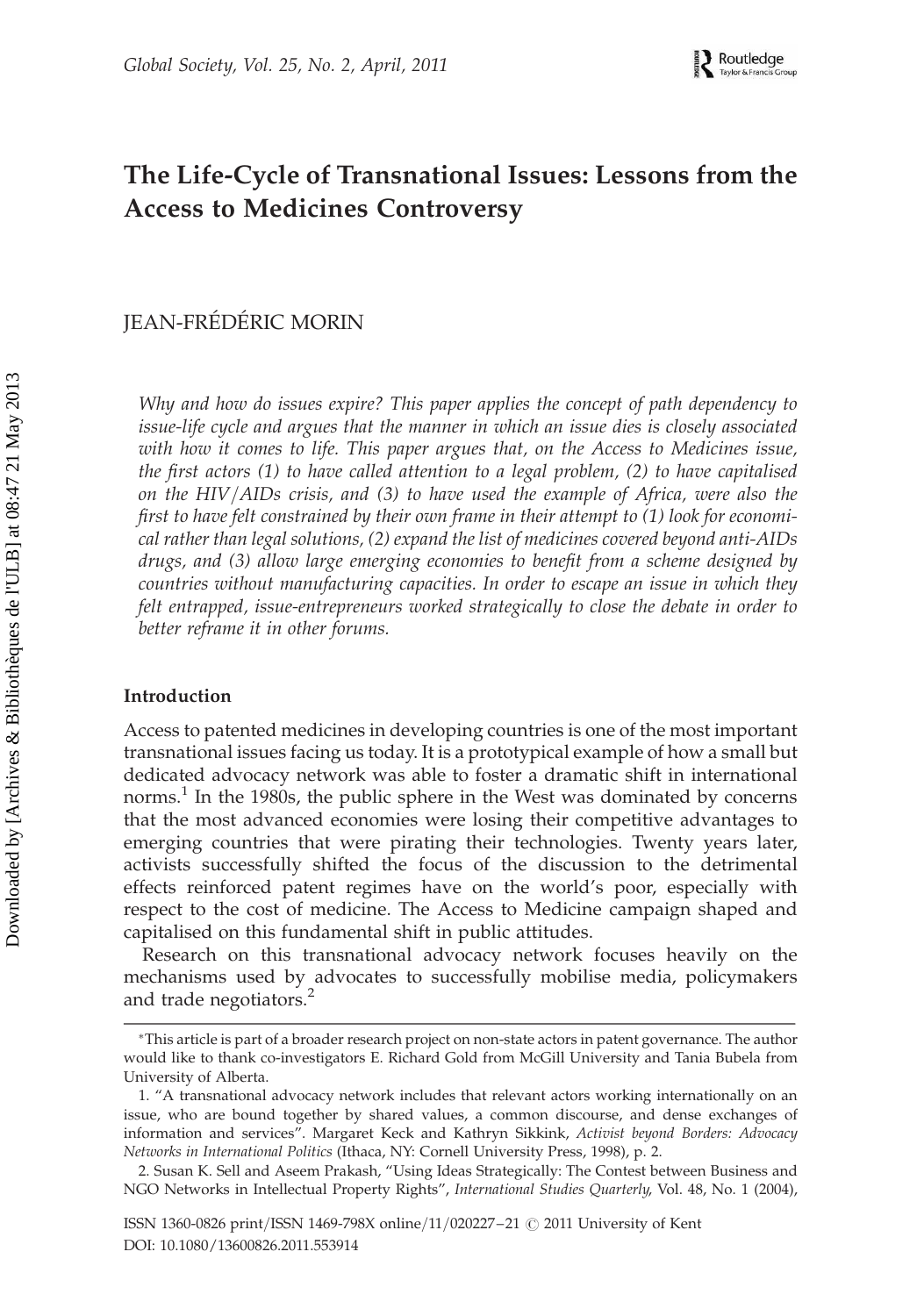# The Life-Cycle of Transnational Issues: Lessons from the Access to Medicines Controversy

JEAN-FRÉDÉRIC MORIN

*Why and how do issues expire? This paper applies the concept of path dependency to issue-life cycle and argues that the manner in which an issue dies is closely associated with how it comes to life. This paper argues that, on the Access to Medicines issue, the first actors (1) to have called attention to a legal problem, (2) to have capitalised on the HIV/AIDs crisis, and (3) to have used the example of Africa, were also the first to have felt constrained by their own frame in their attempt to (1) look for economical rather than legal solutions, (2) expand the list of medicines covered beyond anti-AIDs drugs, and (3) allow large emerging economies to benefit from a scheme designed by countries without manufacturing capacities. In order to escape an issue in which they felt entrapped, issue-entrepreneurs worked strategically to close the debate in order to better reframe it in other forums.*

## Introduction

Access to patented medicines in developing countries is one of the most important transnational issues facing us today. It is a prototypical example of how a small but dedicated advocacy network was able to foster a dramatic shift in international norms.[1] In the 1980s, the public sphere in the West was dominated by concerns that the most advanced economies were losing their competitive advantages to emerging countries that were pirating their technologies. Twenty years later, activists successfully shifted the focus of the discussion to the detrimental effects reinforced patent regimes have on the world's poor, especially with respect to the cost of medicine. The Access to Medicine campaign shaped and capitalised on this fundamental shift in public attitudes.

Research on this transnational advocacy network focuses heavily on the mechanisms used by advocates to successfully mobilise media, policymakers and trade negotiators.[2]

---

*This article is part of a broader research project on non-state actors in patent governance. The author would like to thank co-investigators E. Richard Gold from McGill University and Tania Bubela from University of Alberta.

1. "A transnational advocacy network includes that relevant actors working internationally on an issue, who are bound together by shared values, a common discourse, and dense exchanges of information and services". Margaret Keck and Kathryn Sikkink, *Activist beyond Borders: Advocacy Networks in International Politics* (Ithaca, NY: Cornell University Press, 1998), p. 2.

2. Susan K. Sell and Aseem Prakash, "Using Ideas Strategically: The Contest between Business and NGO Networks in Intellectual Property Rights", *International Studies Quarterly*, Vol. 48, No. 1 (2004),

ISSN 1360-0826 print/ISSN 1469-798X online/11/020227–21 © 2011 University of Kent
DOI: 10.1080/13600826.2011.553914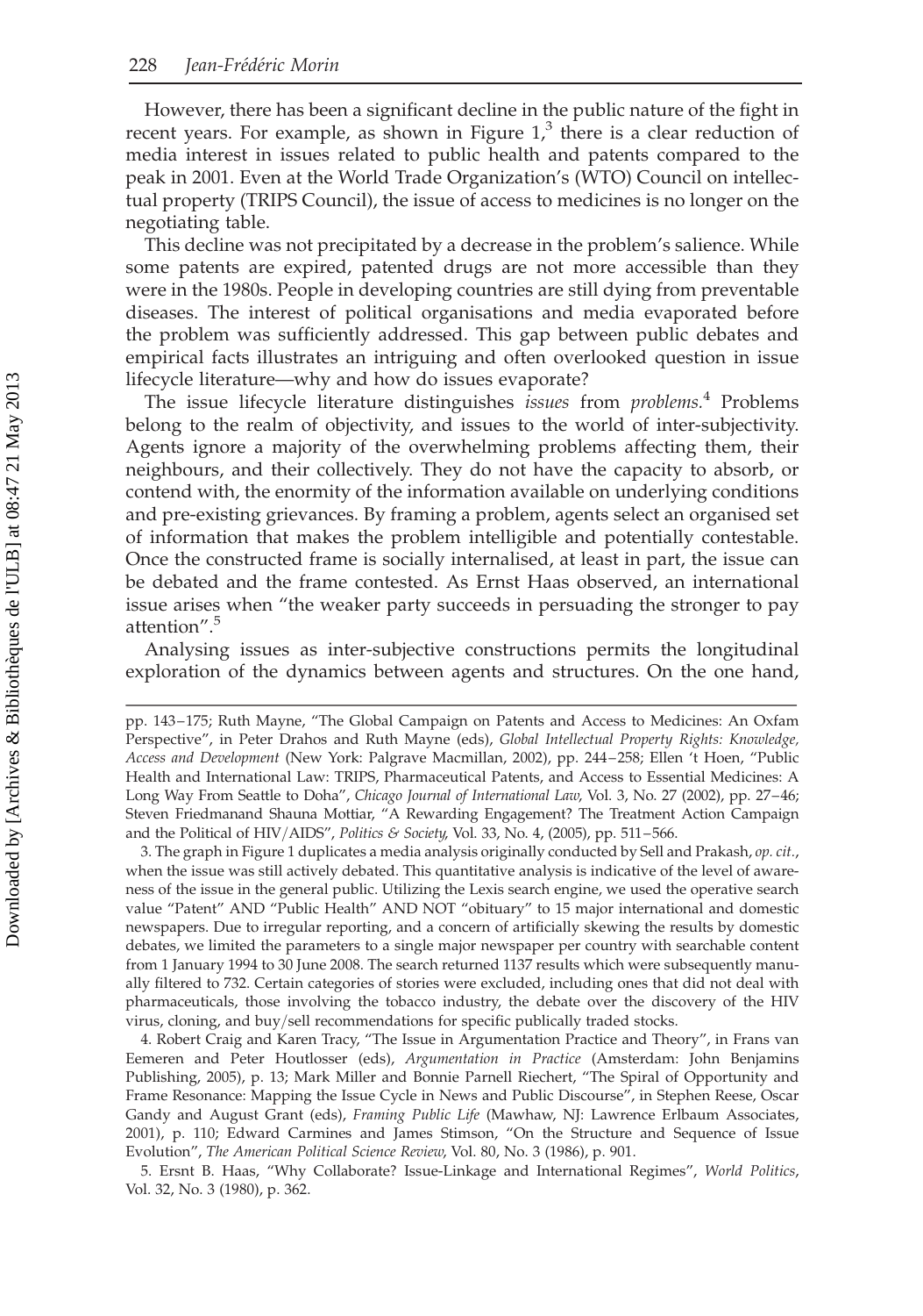However, there has been a significant decline in the public nature of the fight in recent years. For example, as shown in Figure 1,[3] there is a clear reduction of media interest in issues related to public health and patents compared to the peak in 2001. Even at the World Trade Organization's (WTO) Council on intellectual property (TRIPS Council), the issue of access to medicines is no longer on the negotiating table.

This decline was not precipitated by a decrease in the problem's salience. While some patents are expired, patented drugs are not more accessible than they were in the 1980s. People in developing countries are still dying from preventable diseases. The interest of political organisations and media evaporated before the problem was sufficiently addressed. This gap between public debates and empirical facts illustrates an intriguing and often overlooked question in issue lifecycle literature—why and how do issues evaporate?

The issue lifecycle literature distinguishes *issues* from *problems.*[4] Problems belong to the realm of objectivity, and issues to the world of inter-subjectivity. Agents ignore a majority of the overwhelming problems affecting them, their neighbours, and their collectively. They do not have the capacity to absorb, or contend with, the enormity of the information available on underlying conditions and pre-existing grievances. By framing a problem, agents select an organised set of information that makes the problem intelligible and potentially contestable. Once the constructed frame is socially internalised, at least in part, the issue can be debated and the frame contested. As Ernst Haas observed, an international issue arises when "the weaker party succeeds in persuading the stronger to pay attention".[5]

Analysing issues as inter-subjective constructions permits the longitudinal exploration of the dynamics between agents and structures. On the one hand,

---

pp. 143–175; Ruth Mayne, "The Global Campaign on Patents and Access to Medicines: An Oxfam Perspective", in Peter Drahos and Ruth Mayne (eds), *Global Intellectual Property Rights: Knowledge, Access and Development* (New York: Palgrave Macmillan, 2002), pp. 244–258; Ellen 't Hoen, "Public Health and International Law: TRIPS, Pharmaceutical Patents, and Access to Essential Medicines: A Long Way From Seattle to Doha", *Chicago Journal of International Law*, Vol. 3, No. 27 (2002), pp. 27–46; Steven Friedmanand Shauna Mottiar, "A Rewarding Engagement? The Treatment Action Campaign and the Political of HIV/AIDS", *Politics & Society*, Vol. 33, No. 4, (2005), pp. 511–566.

3. The graph in Figure 1 duplicates a media analysis originally conducted by Sell and Prakash, *op. cit.*, when the issue was still actively debated. This quantitative analysis is indicative of the level of awareness of the issue in the general public. Utilizing the Lexis search engine, we used the operative search value "Patent" AND "Public Health" AND NOT "obituary" to 15 major international and domestic newspapers. Due to irregular reporting, and a concern of artificially skewing the results by domestic debates, we limited the parameters to a single major newspaper per country with searchable content from 1 January 1994 to 30 June 2008. The search returned 1137 results which were subsequently manually filtered to 732. Certain categories of stories were excluded, including ones that did not deal with pharmaceuticals, those involving the tobacco industry, the debate over the discovery of the HIV virus, cloning, and buy/sell recommendations for specific publically traded stocks.

4. Robert Craig and Karen Tracy, "The Issue in Argumentation Practice and Theory", in Frans van Eemeren and Peter Houtlosser (eds), *Argumentation in Practice* (Amsterdam: John Benjamins Publishing, 2005), p. 13; Mark Miller and Bonnie Parnell Riechert, "The Spiral of Opportunity and Frame Resonance: Mapping the Issue Cycle in News and Public Discourse", in Stephen Reese, Oscar Gandy and August Grant (eds), *Framing Public Life* (Mawhaw, NJ: Lawrence Erlbaum Associates, 2001), p. 110; Edward Carmines and James Stimson, "On the Structure and Sequence of Issue Evolution", *The American Political Science Review*, Vol. 80, No. 3 (1986), p. 901.

5. Ersnt B. Haas, "Why Collaborate? Issue-Linkage and International Regimes", *World Politics*, Vol. 32, No. 3 (1980), p. 362.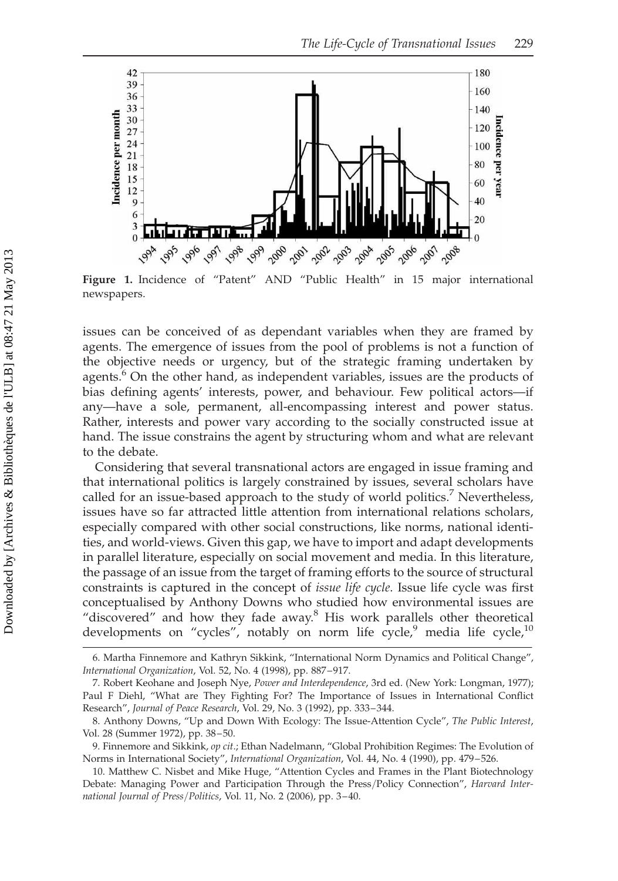Figure 1. Incidence of "Patent" AND "Public Health" in 15 major international newspapers.

issues can be conceived of as dependant variables when they are framed by agents. The emergence of issues from the pool of problems is not a function of the objective needs or urgency, but of the strategic framing undertaken by agents.[6] On the other hand, as independent variables, issues are the products of bias defining agents' interests, power, and behaviour. Few political actors—if any—have a sole, permanent, all-encompassing interest and power status. Rather, interests and power vary according to the socially constructed issue at hand. The issue constrains the agent by structuring whom and what are relevant to the debate.

Considering that several transnational actors are engaged in issue framing and that international politics is largely constrained by issues, several scholars have called for an issue-based approach to the study of world politics.[7] Nevertheless, issues have so far attracted little attention from international relations scholars, especially compared with other social constructions, like norms, national identities, and world-views. Given this gap, we have to import and adapt developments in parallel literature, especially on social movement and media. In this literature, the passage of an issue from the target of framing efforts to the source of structural constraints is captured in the concept of *issue life cycle*. Issue life cycle was first conceptualised by Anthony Downs who studied how environmental issues are "discovered" and how they fade away.[8] His work parallels other theoretical developments on "cycles", notably on norm life cycle,[9] media life cycle,[10]

6. Martha Finnemore and Kathryn Sikkink, "International Norm Dynamics and Political Change", *International Organization*, Vol. 52, No. 4 (1998), pp. 887–917.

7. Robert Keohane and Joseph Nye, *Power and Interdependence*, 3rd ed. (New York: Longman, 1977); Paul F Diehl, "What are They Fighting For? The Importance of Issues in International Conflict Research", *Journal of Peace Research*, Vol. 29, No. 3 (1992), pp. 333–344.

8. Anthony Downs, "Up and Down With Ecology: The Issue-Attention Cycle", *The Public Interest*, Vol. 28 (Summer 1972), pp. 38–50.

9. Finnemore and Sikkink, *op cit*.; Ethan Nadelmann, "Global Prohibition Regimes: The Evolution of Norms in International Society", *International Organization*, Vol. 44, No. 4 (1990), pp. 479–526.

10. Matthew C. Nisbet and Mike Huge, "Attention Cycles and Frames in the Plant Biotechnology Debate: Managing Power and Participation Through the Press/Policy Connection", *Harvard International Journal of Press/Politics*, Vol. 11, No. 2 (2006), pp. 3–40.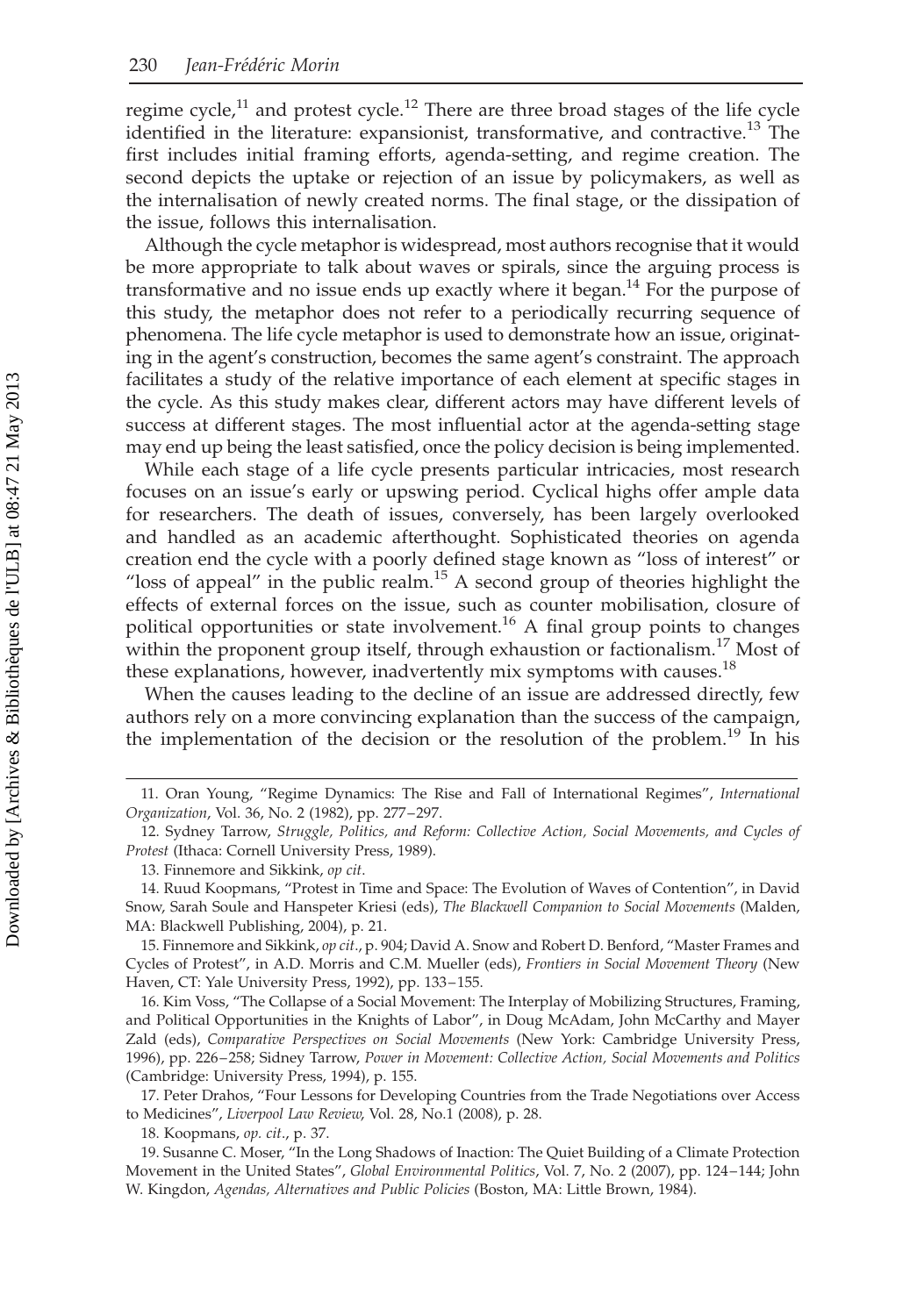regime cycle,[11] and protest cycle.[12] There are three broad stages of the life cycle identified in the literature: expansionist, transformative, and contractive.[13] The first includes initial framing efforts, agenda-setting, and regime creation. The second depicts the uptake or rejection of an issue by policymakers, as well as the internalisation of newly created norms. The final stage, or the dissipation of the issue, follows this internalisation.

Although the cycle metaphor is widespread, most authors recognise that it would be more appropriate to talk about waves or spirals, since the arguing process is transformative and no issue ends up exactly where it began.[14] For the purpose of this study, the metaphor does not refer to a periodically recurring sequence of phenomena. The life cycle metaphor is used to demonstrate how an issue, originating in the agent's construction, becomes the same agent's constraint. The approach facilitates a study of the relative importance of each element at specific stages in the cycle. As this study makes clear, different actors may have different levels of success at different stages. The most influential actor at the agenda-setting stage may end up being the least satisfied, once the policy decision is being implemented.

While each stage of a life cycle presents particular intricacies, most research focuses on an issue's early or upswing period. Cyclical highs offer ample data for researchers. The death of issues, conversely, has been largely overlooked and handled as an academic afterthought. Sophisticated theories on agenda creation end the cycle with a poorly defined stage known as "loss of interest" or "loss of appeal" in the public realm.[15] A second group of theories highlight the effects of external forces on the issue, such as counter mobilisation, closure of political opportunities or state involvement.[16] A final group points to changes within the proponent group itself, through exhaustion or factionalism.[17] Most of these explanations, however, inadvertently mix symptoms with causes.[18]

When the causes leading to the decline of an issue are addressed directly, few authors rely on a more convincing explanation than the success of the campaign, the implementation of the decision or the resolution of the problem.[19] In his

11. Oran Young, "Regime Dynamics: The Rise and Fall of International Regimes", *International Organization*, Vol. 36, No. 2 (1982), pp. 277–297.

12. Sydney Tarrow, *Struggle, Politics, and Reform: Collective Action, Social Movements, and Cycles of Protest* (Ithaca: Cornell University Press, 1989).

13. Finnemore and Sikkink, *op cit*.

14. Ruud Koopmans, "Protest in Time and Space: The Evolution of Waves of Contention", in David Snow, Sarah Soule and Hanspeter Kriesi (eds), *The Blackwell Companion to Social Movements* (Malden, MA: Blackwell Publishing, 2004), p. 21.

15. Finnemore and Sikkink, *op cit*., p. 904; David A. Snow and Robert D. Benford, "Master Frames and Cycles of Protest", in A.D. Morris and C.M. Mueller (eds), *Frontiers in Social Movement Theory* (New Haven, CT: Yale University Press, 1992), pp. 133–155.

16. Kim Voss, "The Collapse of a Social Movement: The Interplay of Mobilizing Structures, Framing, and Political Opportunities in the Knights of Labor", in Doug McAdam, John McCarthy and Mayer Zald (eds), *Comparative Perspectives on Social Movements* (New York: Cambridge University Press, 1996), pp. 226–258; Sidney Tarrow, *Power in Movement: Collective Action, Social Movements and Politics* (Cambridge: University Press, 1994), p. 155.

17. Peter Drahos, "Four Lessons for Developing Countries from the Trade Negotiations over Access to Medicines", *Liverpool Law Review*, Vol. 28, No.1 (2008), p. 28.

18. Koopmans, *op. cit*., p. 37.

19. Susanne C. Moser, "In the Long Shadows of Inaction: The Quiet Building of a Climate Protection Movement in the United States", *Global Environmental Politics*, Vol. 7, No. 2 (2007), pp. 124–144; John W. Kingdon, *Agendas, Alternatives and Public Policies* (Boston, MA: Little Brown, 1984).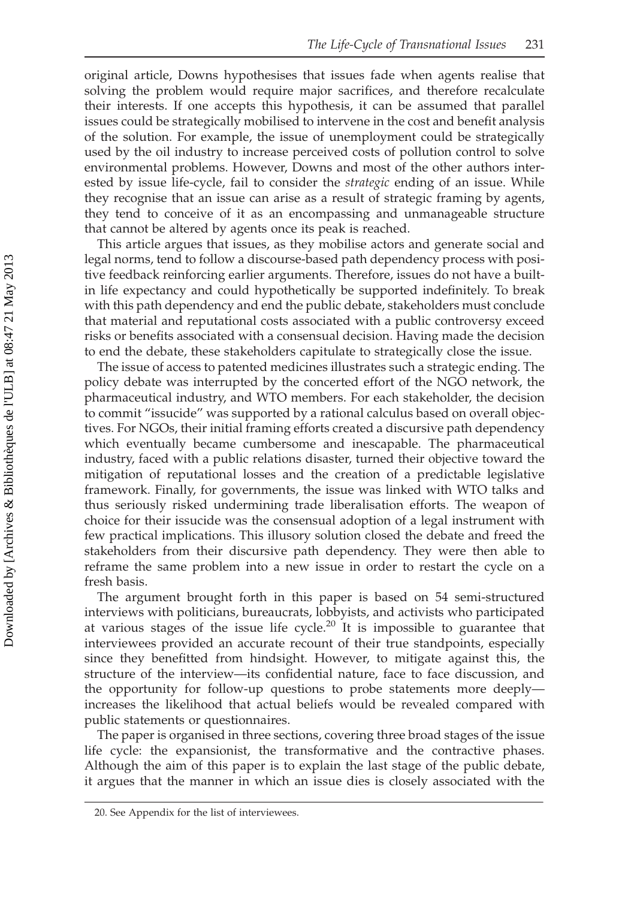original article, Downs hypothesises that issues fade when agents realise that solving the problem would require major sacrifices, and therefore recalculate their interests. If one accepts this hypothesis, it can be assumed that parallel issues could be strategically mobilised to intervene in the cost and benefit analysis of the solution. For example, the issue of unemployment could be strategically used by the oil industry to increase perceived costs of pollution control to solve environmental problems. However, Downs and most of the other authors interested by issue life-cycle, fail to consider the *strategic* ending of an issue. While they recognise that an issue can arise as a result of strategic framing by agents, they tend to conceive of it as an encompassing and unmanageable structure that cannot be altered by agents once its peak is reached.

This article argues that issues, as they mobilise actors and generate social and legal norms, tend to follow a discourse-based path dependency process with positive feedback reinforcing earlier arguments. Therefore, issues do not have a built-in life expectancy and could hypothetically be supported indefinitely. To break with this path dependency and end the public debate, stakeholders must conclude that material and reputational costs associated with a public controversy exceed risks or benefits associated with a consensual decision. Having made the decision to end the debate, these stakeholders capitulate to strategically close the issue.

The issue of access to patented medicines illustrates such a strategic ending. The policy debate was interrupted by the concerted effort of the NGO network, the pharmaceutical industry, and WTO members. For each stakeholder, the decision to commit "issucide" was supported by a rational calculus based on overall objectives. For NGOs, their initial framing efforts created a discursive path dependency which eventually became cumbersome and inescapable. The pharmaceutical industry, faced with a public relations disaster, turned their objective toward the mitigation of reputational losses and the creation of a predictable legislative framework. Finally, for governments, the issue was linked with WTO talks and thus seriously risked undermining trade liberalisation efforts. The weapon of choice for their issucide was the consensual adoption of a legal instrument with few practical implications. This illusory solution closed the debate and freed the stakeholders from their discursive path dependency. They were then able to reframe the same problem into a new issue in order to restart the cycle on a fresh basis.

The argument brought forth in this paper is based on 54 semi-structured interviews with politicians, bureaucrats, lobbyists, and activists who participated at various stages of the issue life cycle.[20] It is impossible to guarantee that interviewees provided an accurate recount of their true standpoints, especially since they benefitted from hindsight. However, to mitigate against this, the structure of the interview—its confidential nature, face to face discussion, and the opportunity for follow-up questions to probe statements more deeply—increases the likelihood that actual beliefs would be revealed compared with public statements or questionnaires.

The paper is organised in three sections, covering three broad stages of the issue life cycle: the expansionist, the transformative and the contractive phases. Although the aim of this paper is to explain the last stage of the public debate, it argues that the manner in which an issue dies is closely associated with the

20. See Appendix for the list of interviewees.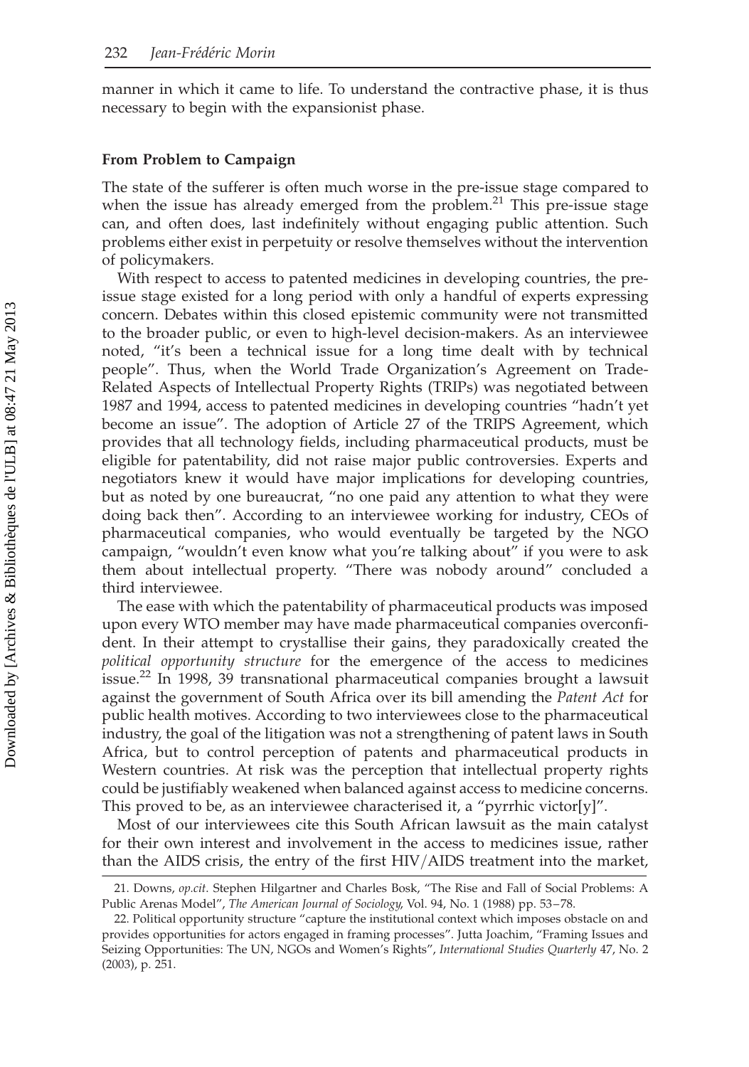manner in which it came to life. To understand the contractive phase, it is thus necessary to begin with the expansionist phase.

### From Problem to Campaign

The state of the sufferer is often much worse in the pre-issue stage compared to when the issue has already emerged from the problem.[21] This pre-issue stage can, and often does, last indefinitely without engaging public attention. Such problems either exist in perpetuity or resolve themselves without the intervention of policymakers.

With respect to access to patented medicines in developing countries, the pre-issue stage existed for a long period with only a handful of experts expressing concern. Debates within this closed epistemic community were not transmitted to the broader public, or even to high-level decision-makers. As an interviewee noted, "it's been a technical issue for a long time dealt with by technical people". Thus, when the World Trade Organization's Agreement on Trade-Related Aspects of Intellectual Property Rights (TRIPs) was negotiated between 1987 and 1994, access to patented medicines in developing countries "hadn't yet become an issue". The adoption of Article 27 of the TRIPS Agreement, which provides that all technology fields, including pharmaceutical products, must be eligible for patentability, did not raise major public controversies. Experts and negotiators knew it would have major implications for developing countries, but as noted by one bureaucrat, "no one paid any attention to what they were doing back then". According to an interviewee working for industry, CEOs of pharmaceutical companies, who would eventually be targeted by the NGO campaign, "wouldn't even know what you're talking about" if you were to ask them about intellectual property. "There was nobody around" concluded a third interviewee.

The ease with which the patentability of pharmaceutical products was imposed upon every WTO member may have made pharmaceutical companies overconfident. In their attempt to crystallise their gains, they paradoxically created the *political opportunity structure* for the emergence of the access to medicines issue.[22] In 1998, 39 transnational pharmaceutical companies brought a lawsuit against the government of South Africa over its bill amending the *Patent Act* for public health motives. According to two interviewees close to the pharmaceutical industry, the goal of the litigation was not a strengthening of patent laws in South Africa, but to control perception of patents and pharmaceutical products in Western countries. At risk was the perception that intellectual property rights could be justifiably weakened when balanced against access to medicine concerns. This proved to be, as an interviewee characterised it, a "pyrrhic victor[y]".

Most of our interviewees cite this South African lawsuit as the main catalyst for their own interest and involvement in the access to medicines issue, rather than the AIDS crisis, the entry of the first HIV/AIDS treatment into the market,

21. Downs, *op.cit*. Stephen Hilgartner and Charles Bosk, "The Rise and Fall of Social Problems: A Public Arenas Model", *The American Journal of Sociology*, Vol. 94, No. 1 (1988) pp. 53–78.

22. Political opportunity structure "capture the institutional context which imposes obstacle on and provides opportunities for actors engaged in framing processes". Jutta Joachim, "Framing Issues and Seizing Opportunities: The UN, NGOs and Women's Rights", *International Studies Quarterly* 47, No. 2 (2003), p. 251.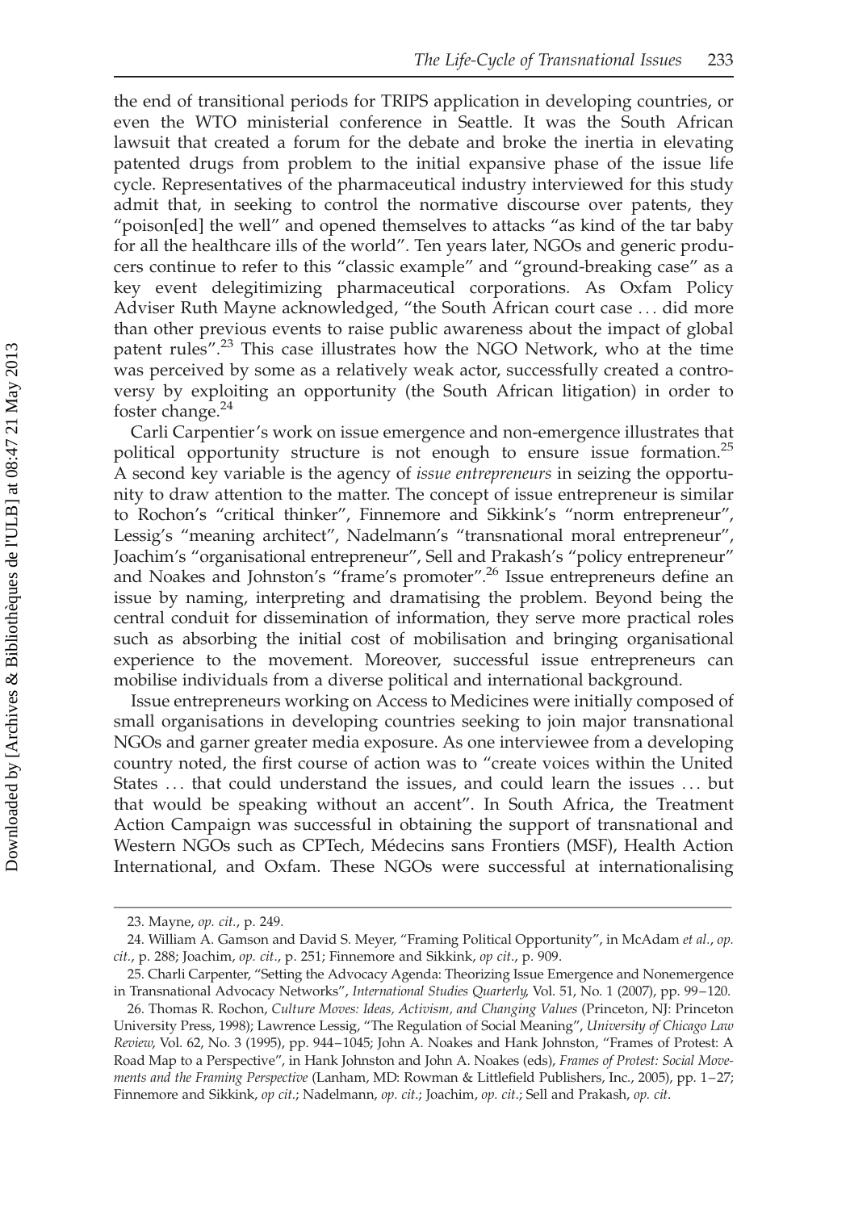the end of transitional periods for TRIPS application in developing countries, or even the WTO ministerial conference in Seattle. It was the South African lawsuit that created a forum for the debate and broke the inertia in elevating patented drugs from problem to the initial expansive phase of the issue life cycle. Representatives of the pharmaceutical industry interviewed for this study admit that, in seeking to control the normative discourse over patents, they "poison[ed] the well" and opened themselves to attacks "as kind of the tar baby for all the healthcare ills of the world". Ten years later, NGOs and generic producers continue to refer to this "classic example" and "ground-breaking case" as a key event delegitimizing pharmaceutical corporations. As Oxfam Policy Adviser Ruth Mayne acknowledged, "the South African court case … did more than other previous events to raise public awareness about the impact of global patent rules".[23] This case illustrates how the NGO Network, who at the time was perceived by some as a relatively weak actor, successfully created a controversy by exploiting an opportunity (the South African litigation) in order to foster change.[24]

Carli Carpentier's work on issue emergence and non-emergence illustrates that political opportunity structure is not enough to ensure issue formation.[25] A second key variable is the agency of *issue entrepreneurs* in seizing the opportunity to draw attention to the matter. The concept of issue entrepreneur is similar to Rochon's "critical thinker", Finnemore and Sikkink's "norm entrepreneur", Lessig's "meaning architect", Nadelmann's "transnational moral entrepreneur", Joachim's "organisational entrepreneur", Sell and Prakash's "policy entrepreneur" and Noakes and Johnston's "frame's promoter".[26] Issue entrepreneurs define an issue by naming, interpreting and dramatising the problem. Beyond being the central conduit for dissemination of information, they serve more practical roles such as absorbing the initial cost of mobilisation and bringing organisational experience to the movement. Moreover, successful issue entrepreneurs can mobilise individuals from a diverse political and international background.

Issue entrepreneurs working on Access to Medicines were initially composed of small organisations in developing countries seeking to join major transnational NGOs and garner greater media exposure. As one interviewee from a developing country noted, the first course of action was to "create voices within the United States … that could understand the issues, and could learn the issues … but that would be speaking without an accent". In South Africa, the Treatment Action Campaign was successful in obtaining the support of transnational and Western NGOs such as CPTech, Médecins sans Frontiers (MSF), Health Action International, and Oxfam. These NGOs were successful at internationalising

23. Mayne, *op. cit.*, p. 249.

24. William A. Gamson and David S. Meyer, "Framing Political Opportunity", in McAdam *et al.*, *op. cit.*, p. 288; Joachim, *op. cit.*, p. 251; Finnemore and Sikkink, *op cit.*, p. 909.

25. Charli Carpenter, "Setting the Advocacy Agenda: Theorizing Issue Emergence and Nonemergence in Transnational Advocacy Networks", *International Studies Quarterly*, Vol. 51, No. 1 (2007), pp. 99–120.

26. Thomas R. Rochon, *Culture Moves: Ideas, Activism, and Changing Values* (Princeton, NJ: Princeton University Press, 1998); Lawrence Lessig, "The Regulation of Social Meaning", *University of Chicago Law Review*, Vol. 62, No. 3 (1995), pp. 944–1045; John A. Noakes and Hank Johnston, "Frames of Protest: A Road Map to a Perspective", in Hank Johnston and John A. Noakes (eds), *Frames of Protest: Social Movements and the Framing Perspective* (Lanham, MD: Rowman & Littlefield Publishers, Inc., 2005), pp. 1–27; Finnemore and Sikkink, *op cit.*; Nadelmann, *op. cit.*; Joachim, *op. cit.*; Sell and Prakash, *op. cit.*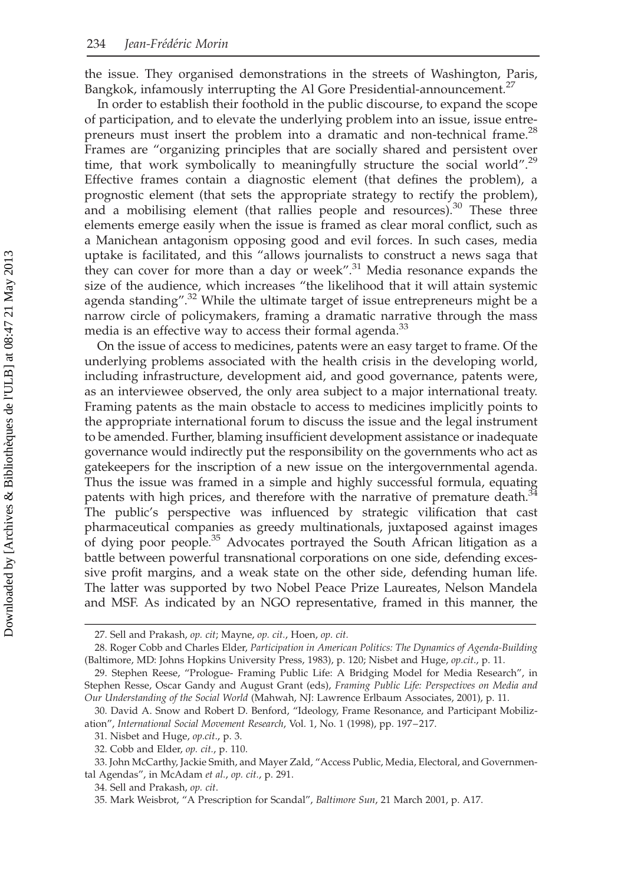the issue. They organised demonstrations in the streets of Washington, Paris, Bangkok, infamously interrupting the Al Gore Presidential-announcement.[27]

In order to establish their foothold in the public discourse, to expand the scope of participation, and to elevate the underlying problem into an issue, issue entrepreneurs must insert the problem into a dramatic and non-technical frame.[28] Frames are "organizing principles that are socially shared and persistent over time, that work symbolically to meaningfully structure the social world".[29] Effective frames contain a diagnostic element (that defines the problem), a prognostic element (that sets the appropriate strategy to rectify the problem), and a mobilising element (that rallies people and resources).[30] These three elements emerge easily when the issue is framed as clear moral conflict, such as a Manichean antagonism opposing good and evil forces. In such cases, media uptake is facilitated, and this "allows journalists to construct a news saga that they can cover for more than a day or week".[31] Media resonance expands the size of the audience, which increases "the likelihood that it will attain systemic agenda standing".[32] While the ultimate target of issue entrepreneurs might be a narrow circle of policymakers, framing a dramatic narrative through the mass media is an effective way to access their formal agenda.[33]

On the issue of access to medicines, patents were an easy target to frame. Of the underlying problems associated with the health crisis in the developing world, including infrastructure, development aid, and good governance, patents were, as an interviewee observed, the only area subject to a major international treaty. Framing patents as the main obstacle to access to medicines implicitly points to the appropriate international forum to discuss the issue and the legal instrument to be amended. Further, blaming insufficient development assistance or inadequate governance would indirectly put the responsibility on the governments who act as gatekeepers for the inscription of a new issue on the intergovernmental agenda. Thus the issue was framed in a simple and highly successful formula, equating patents with high prices, and therefore with the narrative of premature death.[34] The public's perspective was influenced by strategic vilification that cast pharmaceutical companies as greedy multinationals, juxtaposed against images of dying poor people.[35] Advocates portrayed the South African litigation as a battle between powerful transnational corporations on one side, defending excessive profit margins, and a weak state on the other side, defending human life. The latter was supported by two Nobel Peace Prize Laureates, Nelson Mandela and MSF. As indicated by an NGO representative, framed in this manner, the

27. Sell and Prakash, *op. cit*; Mayne, *op. cit.*, Hoen, *op. cit.*

28. Roger Cobb and Charles Elder, *Participation in American Politics: The Dynamics of Agenda-Building* (Baltimore, MD: Johns Hopkins University Press, 1983), p. 120; Nisbet and Huge, *op.cit.*, p. 11.

29. Stephen Reese, "Prologue- Framing Public Life: A Bridging Model for Media Research", in Stephen Resse, Oscar Gandy and August Grant (eds), *Framing Public Life: Perspectives on Media and Our Understanding of the Social World* (Mahwah, NJ: Lawrence Erlbaum Associates, 2001), p. 11.

30. David A. Snow and Robert D. Benford, "Ideology, Frame Resonance, and Participant Mobilization", *International Social Movement Research*, Vol. 1, No. 1 (1998), pp. 197–217.

31. Nisbet and Huge, *op.cit.*, p. 3.

32. Cobb and Elder, *op. cit.*, p. 110.

33. John McCarthy, Jackie Smith, and Mayer Zald, "Access Public, Media, Electoral, and Governmental Agendas", in McAdam *et al.*, *op. cit.*, p. 291.

34. Sell and Prakash, *op. cit*.

35. Mark Weisbrot, "A Prescription for Scandal", *Baltimore Sun*, 21 March 2001, p. A17.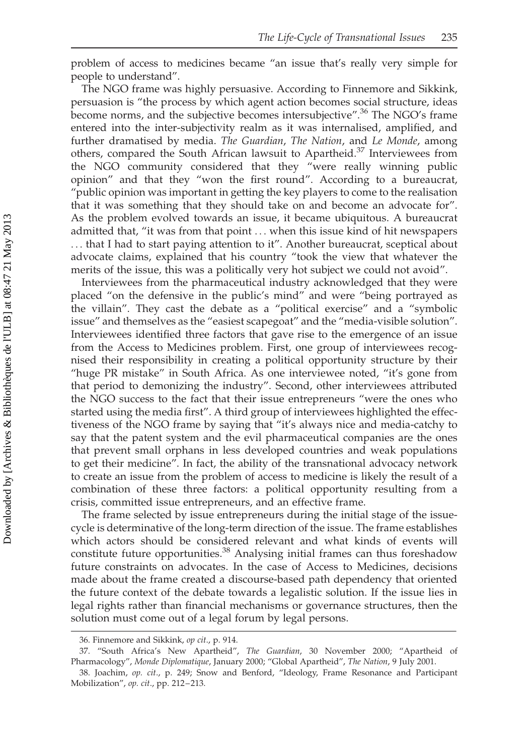problem of access to medicines became "an issue that's really very simple for people to understand".

The NGO frame was highly persuasive. According to Finnemore and Sikkink, persuasion is "the process by which agent action becomes social structure, ideas become norms, and the subjective becomes intersubjective".[36] The NGO's frame entered into the inter-subjectivity realm as it was internalised, amplified, and further dramatised by media. *The Guardian*, *The Nation*, and *Le Monde*, among others, compared the South African lawsuit to Apartheid.[37] Interviewees from the NGO community considered that they "were really winning public opinion" and that they "won the first round". According to a bureaucrat, "public opinion was important in getting the key players to come to the realisation that it was something that they should take on and become an advocate for". As the problem evolved towards an issue, it became ubiquitous. A bureaucrat admitted that, "it was from that point ... when this issue kind of hit newspapers ... that I had to start paying attention to it". Another bureaucrat, sceptical about advocate claims, explained that his country "took the view that whatever the merits of the issue, this was a politically very hot subject we could not avoid".

Interviewees from the pharmaceutical industry acknowledged that they were placed "on the defensive in the public's mind" and were "being portrayed as the villain". They cast the debate as a "political exercise" and a "symbolic issue" and themselves as the "easiest scapegoat" and the "media-visible solution". Interviewees identified three factors that gave rise to the emergence of an issue from the Access to Medicines problem. First, one group of interviewees recognised their responsibility in creating a political opportunity structure by their "huge PR mistake" in South Africa. As one interviewee noted, "it's gone from that period to demonizing the industry". Second, other interviewees attributed the NGO success to the fact that their issue entrepreneurs "were the ones who started using the media first". A third group of interviewees highlighted the effectiveness of the NGO frame by saying that "it's always nice and media-catchy to say that the patent system and the evil pharmaceutical companies are the ones that prevent small orphans in less developed countries and weak populations to get their medicine". In fact, the ability of the transnational advocacy network to create an issue from the problem of access to medicine is likely the result of a combination of these three factors: a political opportunity resulting from a crisis, committed issue entrepreneurs, and an effective frame.

The frame selected by issue entrepreneurs during the initial stage of the issue-cycle is determinative of the long-term direction of the issue. The frame establishes which actors should be considered relevant and what kinds of events will constitute future opportunities.[38] Analysing initial frames can thus foreshadow future constraints on advocates. In the case of Access to Medicines, decisions made about the frame created a discourse-based path dependency that oriented the future context of the debate towards a legalistic solution. If the issue lies in legal rights rather than financial mechanisms or governance structures, then the solution must come out of a legal forum by legal persons.

---

36. Finnemore and Sikkink, *op cit.*, p. 914.

37. "South Africa's New Apartheid", *The Guardian*, 30 November 2000; "Apartheid of Pharmacology", *Monde Diplomatique*, January 2000; "Global Apartheid", *The Nation*, 9 July 2001.

38. Joachim, *op. cit.*, p. 249; Snow and Benford, "Ideology, Frame Resonance and Participant Mobilization", *op. cit.*, pp. 212–213.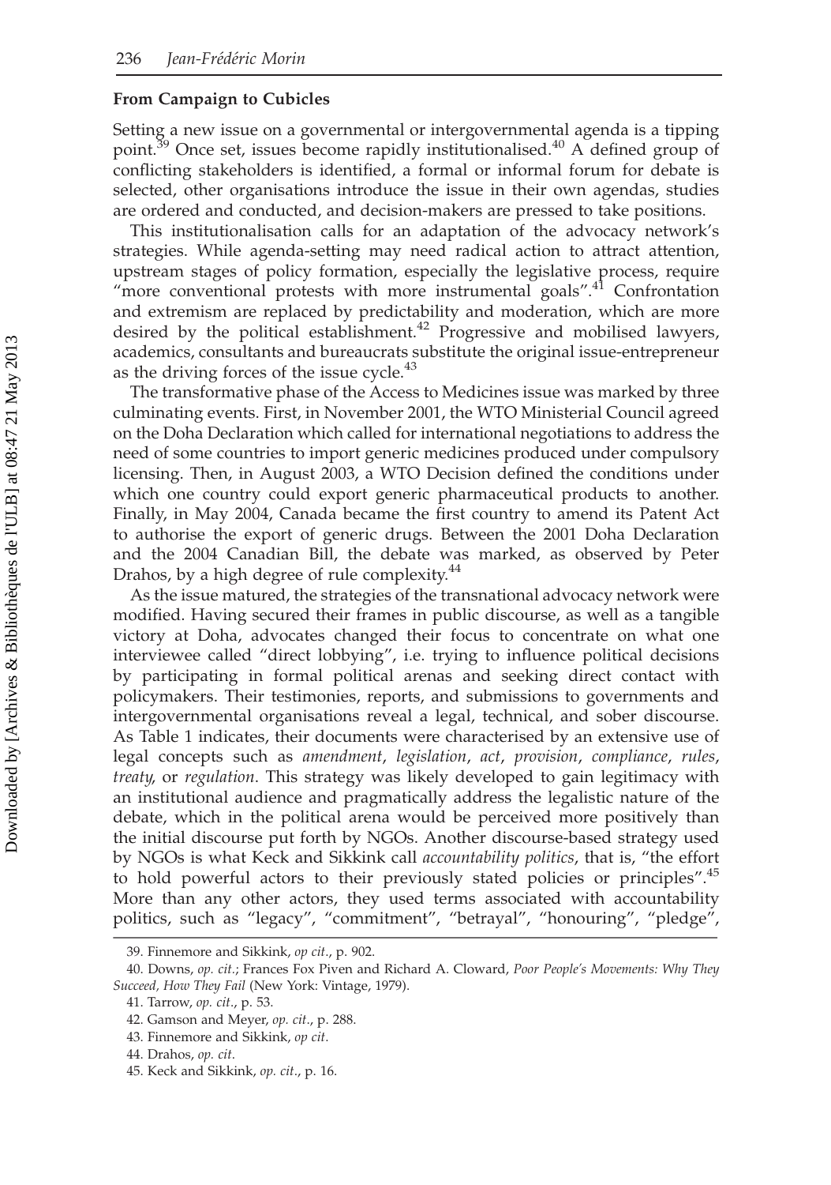### From Campaign to Cubicles

Setting a new issue on a governmental or intergovernmental agenda is a tipping point.[39] Once set, issues become rapidly institutionalised.[40] A defined group of conflicting stakeholders is identified, a formal or informal forum for debate is selected, other organisations introduce the issue in their own agendas, studies are ordered and conducted, and decision-makers are pressed to take positions.

This institutionalisation calls for an adaptation of the advocacy network's strategies. While agenda-setting may need radical action to attract attention, upstream stages of policy formation, especially the legislative process, require "more conventional protests with more instrumental goals".[41] Confrontation and extremism are replaced by predictability and moderation, which are more desired by the political establishment.[42] Progressive and mobilised lawyers, academics, consultants and bureaucrats substitute the original issue-entrepreneur as the driving forces of the issue cycle.[43]

The transformative phase of the Access to Medicines issue was marked by three culminating events. First, in November 2001, the WTO Ministerial Council agreed on the Doha Declaration which called for international negotiations to address the need of some countries to import generic medicines produced under compulsory licensing. Then, in August 2003, a WTO Decision defined the conditions under which one country could export generic pharmaceutical products to another. Finally, in May 2004, Canada became the first country to amend its Patent Act to authorise the export of generic drugs. Between the 2001 Doha Declaration and the 2004 Canadian Bill, the debate was marked, as observed by Peter Drahos, by a high degree of rule complexity.[44]

As the issue matured, the strategies of the transnational advocacy network were modified. Having secured their frames in public discourse, as well as a tangible victory at Doha, advocates changed their focus to concentrate on what one interviewee called "direct lobbying", i.e. trying to influence political decisions by participating in formal political arenas and seeking direct contact with policymakers. Their testimonies, reports, and submissions to governments and intergovernmental organisations reveal a legal, technical, and sober discourse. As Table 1 indicates, their documents were characterised by an extensive use of legal concepts such as *amendment*, *legislation*, *act*, *provision*, *compliance*, *rules*, *treaty*, or *regulation*. This strategy was likely developed to gain legitimacy with an institutional audience and pragmatically address the legalistic nature of the debate, which in the political arena would be perceived more positively than the initial discourse put forth by NGOs. Another discourse-based strategy used by NGOs is what Keck and Sikkink call *accountability politics*, that is, "the effort to hold powerful actors to their previously stated policies or principles".[45] More than any other actors, they used terms associated with accountability politics, such as "legacy", "commitment", "betrayal", "honouring", "pledge",

39. Finnemore and Sikkink, *op cit.*, p. 902.

40. Downs, *op. cit.*; Frances Fox Piven and Richard A. Cloward, *Poor People's Movements: Why They Succeed, How They Fail* (New York: Vintage, 1979).

41. Tarrow, *op. cit.*, p. 53.

42. Gamson and Meyer, *op. cit.*, p. 288.

43. Finnemore and Sikkink, *op cit.*

44. Drahos, *op. cit.*

45. Keck and Sikkink, *op. cit.*, p. 16.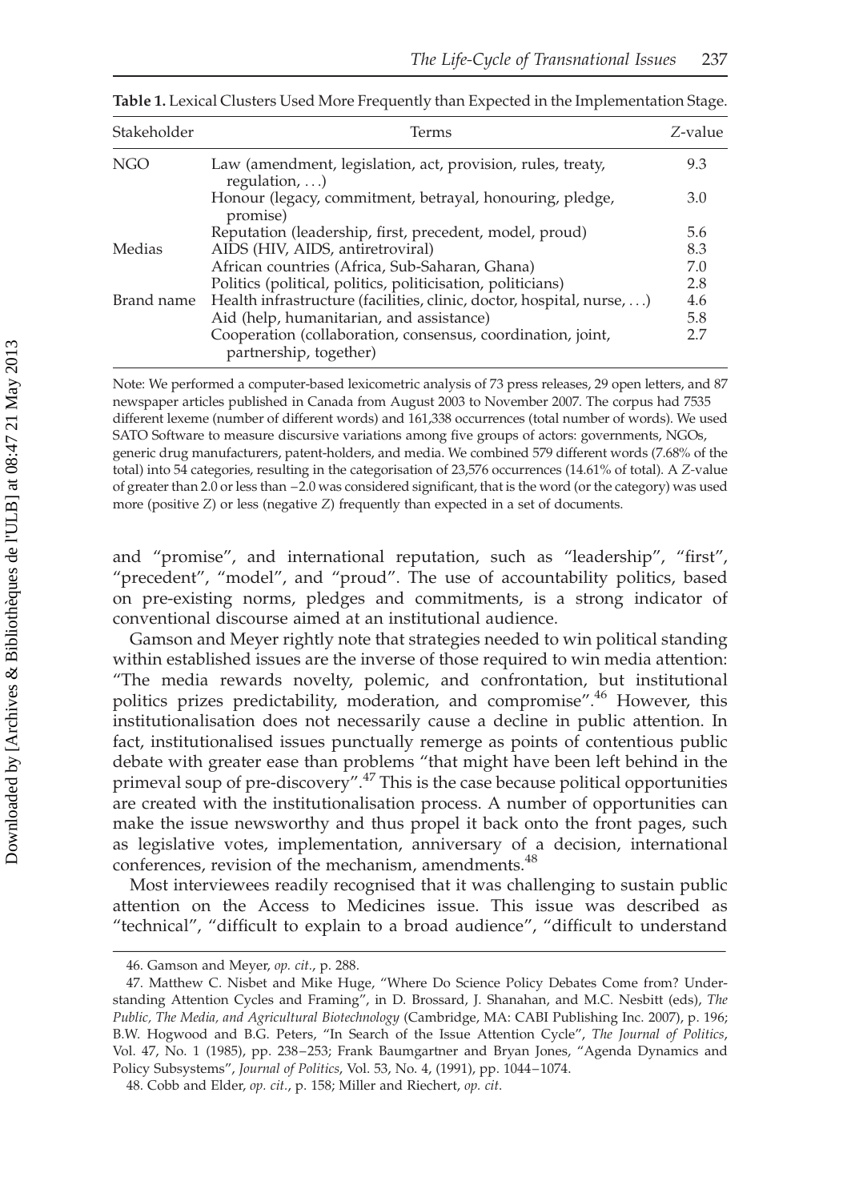**Table 1.** Lexical Clusters Used More Frequently than Expected in the Implementation Stage.

| Stakeholder | Terms | *Z*-value |
|---|---|---|
| NGO | Law (amendment, legislation, act, provision, rules, treaty, regulation, ...) | 9.3 |
| | Honour (legacy, commitment, betrayal, honouring, pledge, promise) | 3.0 |
| | Reputation (leadership, first, precedent, model, proud) | 5.6 |
| Medias | AIDS (HIV, AIDS, antiretroviral) | 8.3 |
| | African countries (Africa, Sub-Saharan, Ghana) | 7.0 |
| | Politics (political, politics, politicisation, politicians) | 2.8 |
| Brand name | Health infrastructure (facilities, clinic, doctor, hospital, nurse, ...) | 4.6 |
| | Aid (help, humanitarian, and assistance) | 5.8 |
| | Cooperation (collaboration, consensus, coordination, joint, partnership, together) | 2.7 |

Note: We performed a computer-based lexicometric analysis of 73 press releases, 29 open letters, and 87 newspaper articles published in Canada from August 2003 to November 2007. The corpus had 7535 different lexeme (number of different words) and 161,338 occurrences (total number of words). We used SATO Software to measure discursive variations among five groups of actors: governments, NGOs, generic drug manufacturers, patent-holders, and media. We combined 579 different words (7.68% of the total) into 54 categories, resulting in the categorisation of 23,576 occurrences (14.61% of total). A *Z*-value of greater than 2.0 or less than −2.0 was considered significant, that is the word (or the category) was used more (positive *Z*) or less (negative *Z*) frequently than expected in a set of documents.

and "promise", and international reputation, such as "leadership", "first", "precedent", "model", and "proud". The use of accountability politics, based on pre-existing norms, pledges and commitments, is a strong indicator of conventional discourse aimed at an institutional audience.

Gamson and Meyer rightly note that strategies needed to win political standing within established issues are the inverse of those required to win media attention: "The media rewards novelty, polemic, and confrontation, but institutional politics prizes predictability, moderation, and compromise".[46] However, this institutionalisation does not necessarily cause a decline in public attention. In fact, institutionalised issues punctually remerge as points of contentious public debate with greater ease than problems "that might have been left behind in the primeval soup of pre-discovery".[47] This is the case because political opportunities are created with the institutionalisation process. A number of opportunities can make the issue newsworthy and thus propel it back onto the front pages, such as legislative votes, implementation, anniversary of a decision, international conferences, revision of the mechanism, amendments.[48]

Most interviewees readily recognised that it was challenging to sustain public attention on the Access to Medicines issue. This issue was described as "technical", "difficult to explain to a broad audience", "difficult to understand

46. Gamson and Meyer, *op. cit.*, p. 288.

47. Matthew C. Nisbet and Mike Huge, "Where Do Science Policy Debates Come from? Understanding Attention Cycles and Framing", in D. Brossard, J. Shanahan, and M.C. Nesbitt (eds), *The Public, The Media, and Agricultural Biotechnology* (Cambridge, MA: CABI Publishing Inc. 2007), p. 196; B.W. Hogwood and B.G. Peters, "In Search of the Issue Attention Cycle", *The Journal of Politics*, Vol. 47, No. 1 (1985), pp. 238–253; Frank Baumgartner and Bryan Jones, "Agenda Dynamics and Policy Subsystems", *Journal of Politics*, Vol. 53, No. 4, (1991), pp. 1044–1074.

48. Cobb and Elder, *op. cit.*, p. 158; Miller and Riechert, *op. cit.*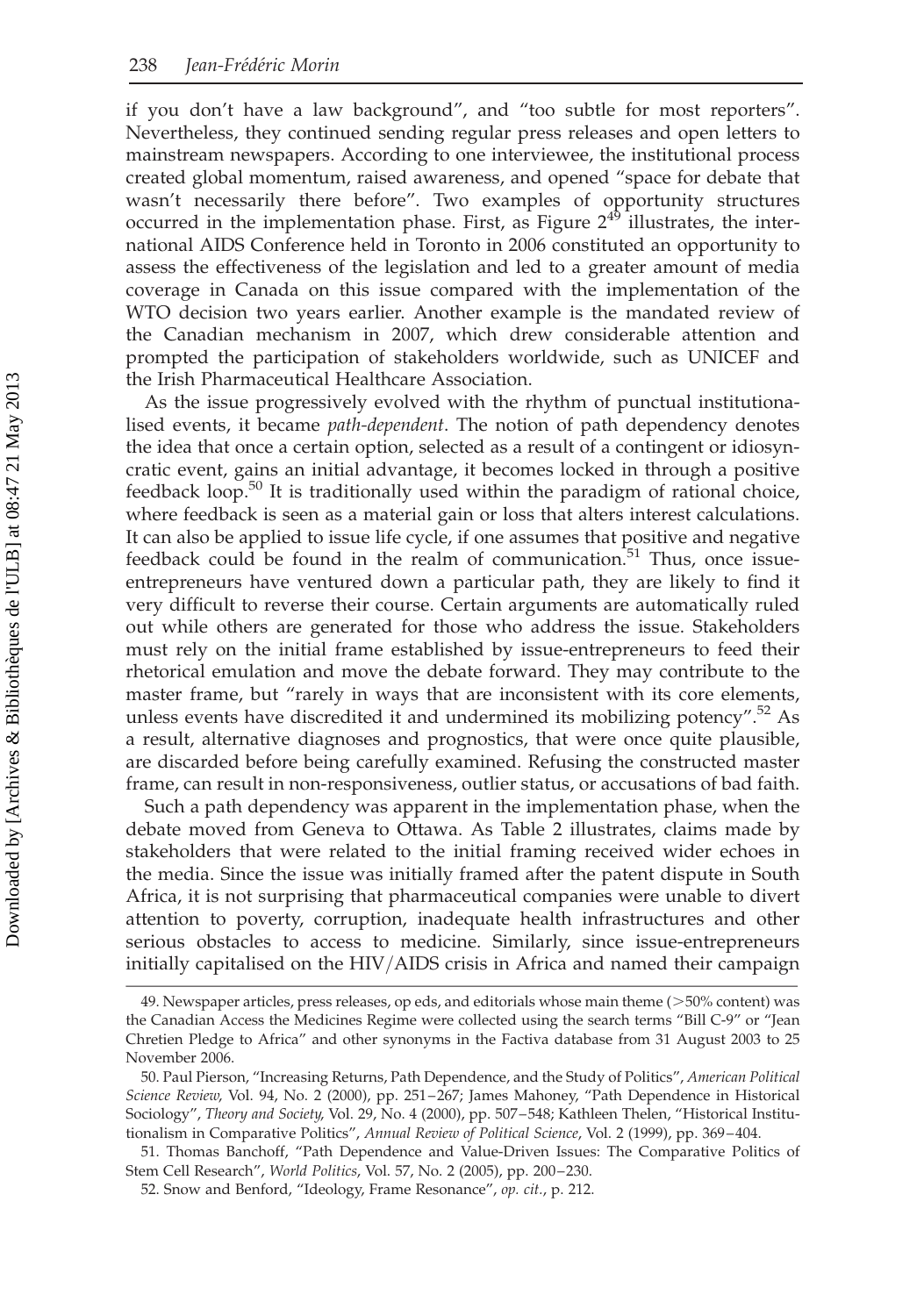if you don't have a law background", and "too subtle for most reporters". Nevertheless, they continued sending regular press releases and open letters to mainstream newspapers. According to one interviewee, the institutional process created global momentum, raised awareness, and opened "space for debate that wasn't necessarily there before". Two examples of opportunity structures occurred in the implementation phase. First, as Figure 2[49] illustrates, the international AIDS Conference held in Toronto in 2006 constituted an opportunity to assess the effectiveness of the legislation and led to a greater amount of media coverage in Canada on this issue compared with the implementation of the WTO decision two years earlier. Another example is the mandated review of the Canadian mechanism in 2007, which drew considerable attention and prompted the participation of stakeholders worldwide, such as UNICEF and the Irish Pharmaceutical Healthcare Association.

As the issue progressively evolved with the rhythm of punctual institutionalised events, it became *path-dependent*. The notion of path dependency denotes the idea that once a certain option, selected as a result of a contingent or idiosyncratic event, gains an initial advantage, it becomes locked in through a positive feedback loop.[50] It is traditionally used within the paradigm of rational choice, where feedback is seen as a material gain or loss that alters interest calculations. It can also be applied to issue life cycle, if one assumes that positive and negative feedback could be found in the realm of communication.[51] Thus, once issue-entrepreneurs have ventured down a particular path, they are likely to find it very difficult to reverse their course. Certain arguments are automatically ruled out while others are generated for those who address the issue. Stakeholders must rely on the initial frame established by issue-entrepreneurs to feed their rhetorical emulation and move the debate forward. They may contribute to the master frame, but "rarely in ways that are inconsistent with its core elements, unless events have discredited it and undermined its mobilizing potency".[52] As a result, alternative diagnoses and prognostics, that were once quite plausible, are discarded before being carefully examined. Refusing the constructed master frame, can result in non-responsiveness, outlier status, or accusations of bad faith.

Such a path dependency was apparent in the implementation phase, when the debate moved from Geneva to Ottawa. As Table 2 illustrates, claims made by stakeholders that were related to the initial framing received wider echoes in the media. Since the issue was initially framed after the patent dispute in South Africa, it is not surprising that pharmaceutical companies were unable to divert attention to poverty, corruption, inadequate health infrastructures and other serious obstacles to access to medicine. Similarly, since issue-entrepreneurs initially capitalised on the HIV/AIDS crisis in Africa and named their campaign

49. Newspaper articles, press releases, op eds, and editorials whose main theme (>50% content) was the Canadian Access the Medicines Regime were collected using the search terms "Bill C-9" or "Jean Chretien Pledge to Africa" and other synonyms in the Factiva database from 31 August 2003 to 25 November 2006.

50. Paul Pierson, "Increasing Returns, Path Dependence, and the Study of Politics", *American Political Science Review*, Vol. 94, No. 2 (2000), pp. 251–267; James Mahoney, "Path Dependence in Historical Sociology", *Theory and Society*, Vol. 29, No. 4 (2000), pp. 507–548; Kathleen Thelen, "Historical Institutionalism in Comparative Politics", *Annual Review of Political Science*, Vol. 2 (1999), pp. 369–404.

51. Thomas Banchoff, "Path Dependence and Value-Driven Issues: The Comparative Politics of Stem Cell Research", *World Politics*, Vol. 57, No. 2 (2005), pp. 200–230.

52. Snow and Benford, "Ideology, Frame Resonance", *op. cit.*, p. 212.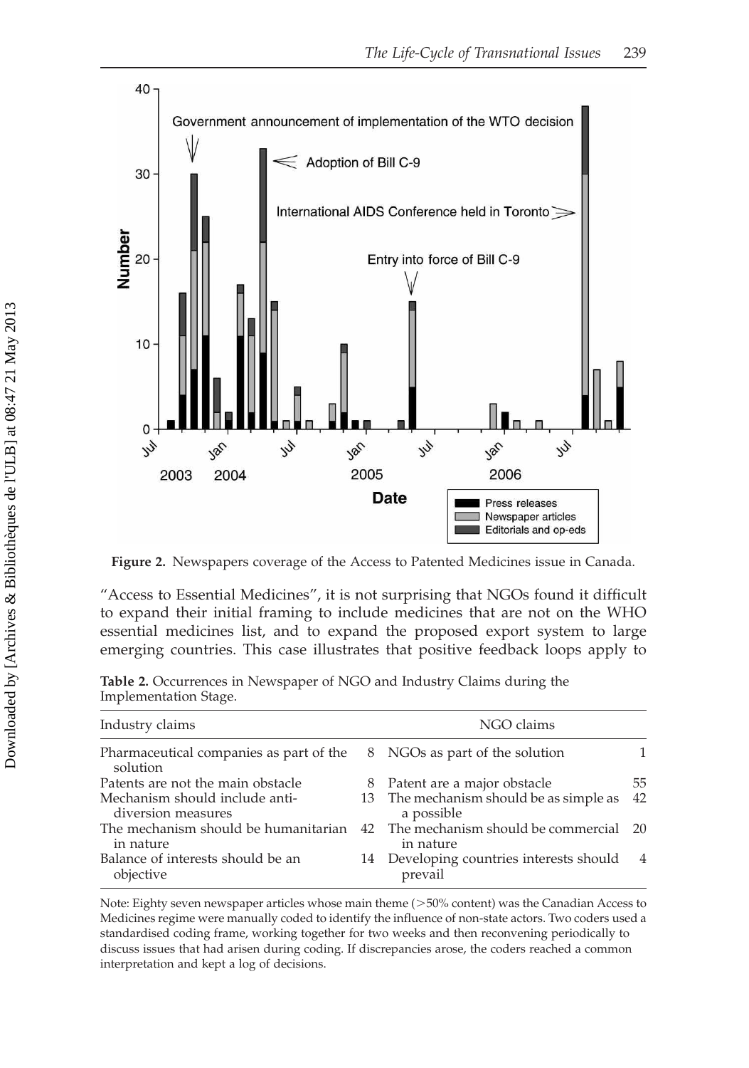Figure 2. Newspapers coverage of the Access to Patented Medicines issue in Canada.

"Access to Essential Medicines", it is not surprising that NGOs found it difficult to expand their initial framing to include medicines that are not on the WHO essential medicines list, and to expand the proposed export system to large emerging countries. This case illustrates that positive feedback loops apply to

**Table 2.** Occurrences in Newspaper of NGO and Industry Claims during the Implementation Stage.

| Industry claims | | NGO claims | |
|---|---|---|---|
| Pharmaceutical companies as part of the solution | 8 | NGOs as part of the solution | 1 |
| Patents are not the main obstacle | 8 | Patent are a major obstacle | 55 |
| Mechanism should include anti-diversion measures | 13 | The mechanism should be as simple as a possible | 42 |
| The mechanism should be humanitarian in nature | 42 | The mechanism should be commercial in nature | 20 |
| Balance of interests should be an objective | 14 | Developing countries interests should prevail | 4 |

Note: Eighty seven newspaper articles whose main theme (>50% content) was the Canadian Access to Medicines regime were manually coded to identify the influence of non-state actors. Two coders used a standardised coding frame, working together for two weeks and then reconvening periodically to discuss issues that had arisen during coding. If discrepancies arose, the coders reached a common interpretation and kept a log of decisions.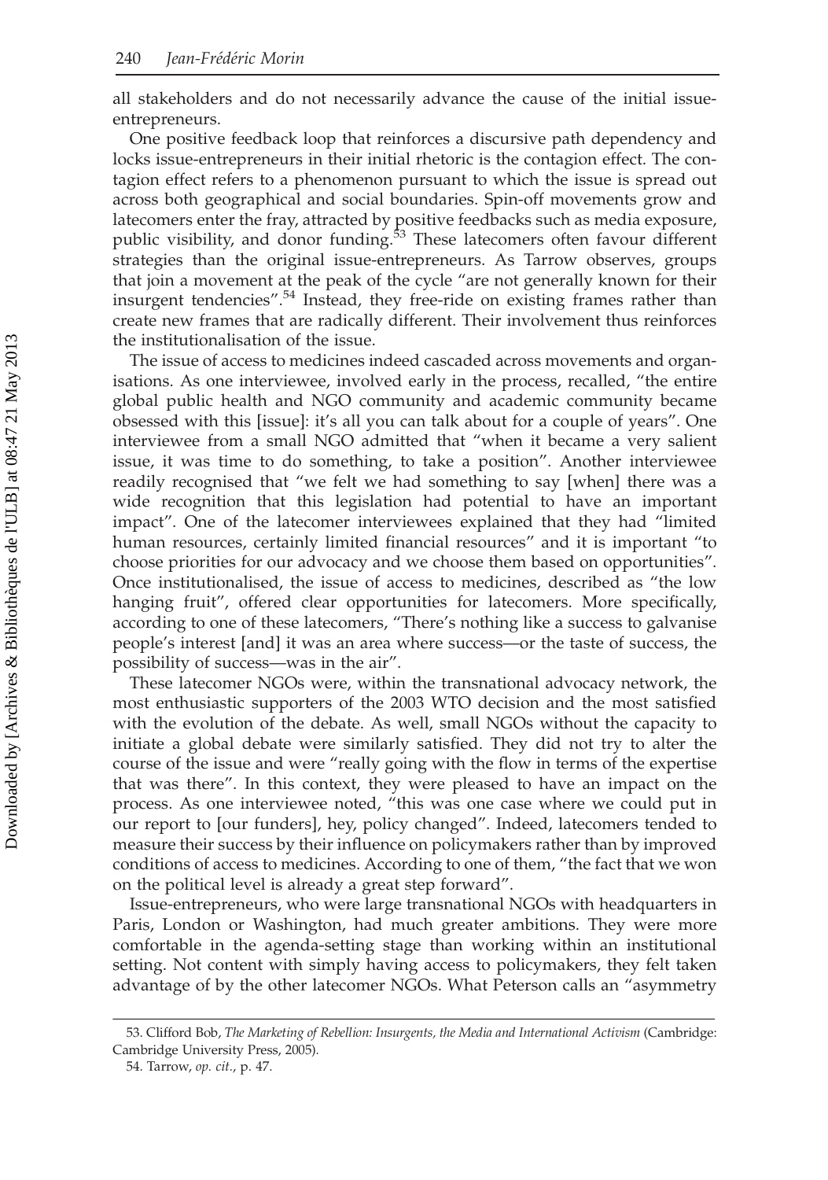all stakeholders and do not necessarily advance the cause of the initial issue-entrepreneurs.

One positive feedback loop that reinforces a discursive path dependency and locks issue-entrepreneurs in their initial rhetoric is the contagion effect. The contagion effect refers to a phenomenon pursuant to which the issue is spread out across both geographical and social boundaries. Spin-off movements grow and latecomers enter the fray, attracted by positive feedbacks such as media exposure, public visibility, and donor funding.[53] These latecomers often favour different strategies than the original issue-entrepreneurs. As Tarrow observes, groups that join a movement at the peak of the cycle "are not generally known for their insurgent tendencies".[54] Instead, they free-ride on existing frames rather than create new frames that are radically different. Their involvement thus reinforces the institutionalisation of the issue.

The issue of access to medicines indeed cascaded across movements and organisations. As one interviewee, involved early in the process, recalled, "the entire global public health and NGO community and academic community became obsessed with this [issue]: it's all you can talk about for a couple of years". One interviewee from a small NGO admitted that "when it became a very salient issue, it was time to do something, to take a position". Another interviewee readily recognised that "we felt we had something to say [when] there was a wide recognition that this legislation had potential to have an important impact". One of the latecomer interviewees explained that they had "limited human resources, certainly limited financial resources" and it is important "to choose priorities for our advocacy and we choose them based on opportunities". Once institutionalised, the issue of access to medicines, described as "the low hanging fruit", offered clear opportunities for latecomers. More specifically, according to one of these latecomers, "There's nothing like a success to galvanise people's interest [and] it was an area where success—or the taste of success, the possibility of success—was in the air".

These latecomer NGOs were, within the transnational advocacy network, the most enthusiastic supporters of the 2003 WTO decision and the most satisfied with the evolution of the debate. As well, small NGOs without the capacity to initiate a global debate were similarly satisfied. They did not try to alter the course of the issue and were "really going with the flow in terms of the expertise that was there". In this context, they were pleased to have an impact on the process. As one interviewee noted, "this was one case where we could put in our report to [our funders], hey, policy changed". Indeed, latecomers tended to measure their success by their influence on policymakers rather than by improved conditions of access to medicines. According to one of them, "the fact that we won on the political level is already a great step forward".

Issue-entrepreneurs, who were large transnational NGOs with headquarters in Paris, London or Washington, had much greater ambitions. They were more comfortable in the agenda-setting stage than working within an institutional setting. Not content with simply having access to policymakers, they felt taken advantage of by the other latecomer NGOs. What Peterson calls an "asymmetry

53. Clifford Bob, *The Marketing of Rebellion: Insurgents, the Media and International Activism* (Cambridge: Cambridge University Press, 2005).

54. Tarrow, *op. cit.*, p. 47.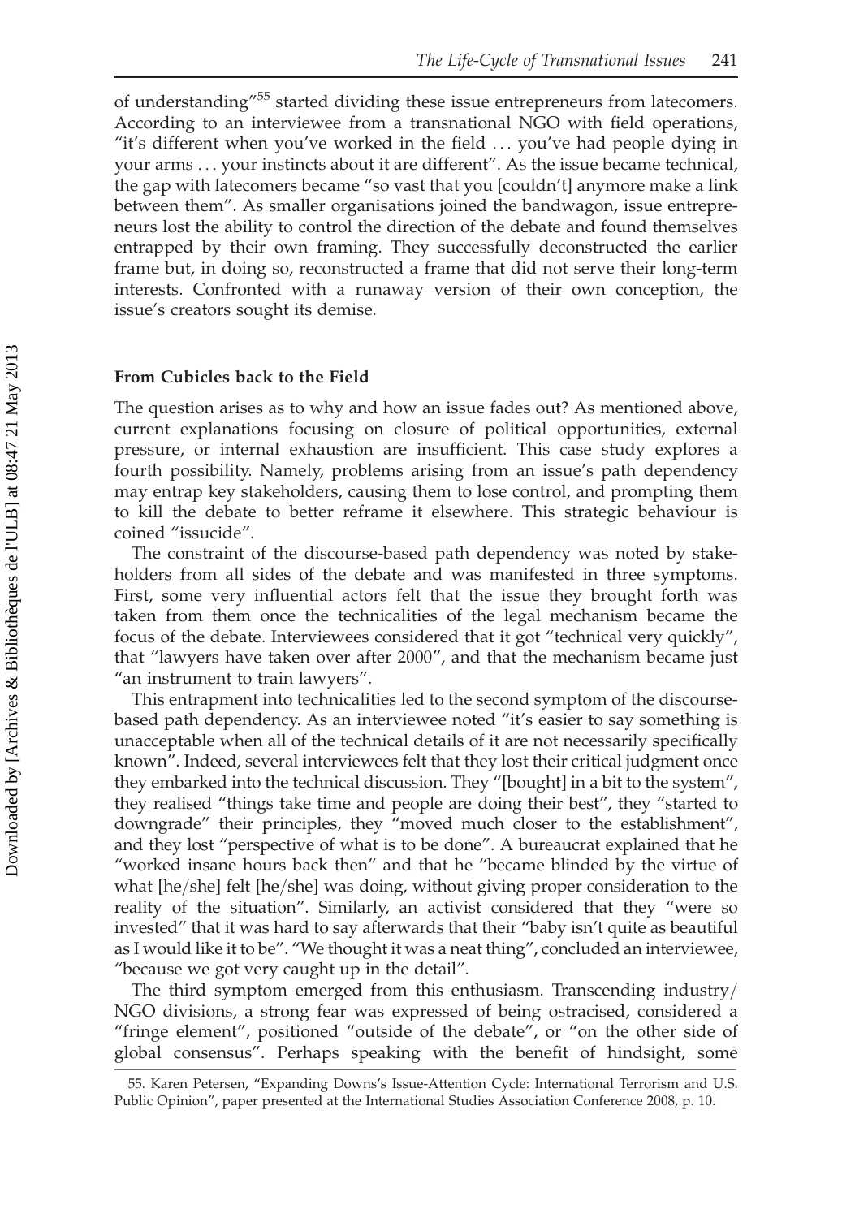of understanding"[55] started dividing these issue entrepreneurs from latecomers. According to an interviewee from a transnational NGO with field operations, "it's different when you've worked in the field ... you've had people dying in your arms ... your instincts about it are different". As the issue became technical, the gap with latecomers became "so vast that you [couldn't] anymore make a link between them". As smaller organisations joined the bandwagon, issue entrepreneurs lost the ability to control the direction of the debate and found themselves entrapped by their own framing. They successfully deconstructed the earlier frame but, in doing so, reconstructed a frame that did not serve their long-term interests. Confronted with a runaway version of their own conception, the issue's creators sought its demise.

## From Cubicles back to the Field

The question arises as to why and how an issue fades out? As mentioned above, current explanations focusing on closure of political opportunities, external pressure, or internal exhaustion are insufficient. This case study explores a fourth possibility. Namely, problems arising from an issue's path dependency may entrap key stakeholders, causing them to lose control, and prompting them to kill the debate to better reframe it elsewhere. This strategic behaviour is coined "issucide".

The constraint of the discourse-based path dependency was noted by stakeholders from all sides of the debate and was manifested in three symptoms. First, some very influential actors felt that the issue they brought forth was taken from them once the technicalities of the legal mechanism became the focus of the debate. Interviewees considered that it got "technical very quickly", that "lawyers have taken over after 2000", and that the mechanism became just "an instrument to train lawyers".

This entrapment into technicalities led to the second symptom of the discourse-based path dependency. As an interviewee noted "it's easier to say something is unacceptable when all of the technical details of it are not necessarily specifically known". Indeed, several interviewees felt that they lost their critical judgment once they embarked into the technical discussion. They "[bought] in a bit to the system", they realised "things take time and people are doing their best", they "started to downgrade" their principles, they "moved much closer to the establishment", and they lost "perspective of what is to be done". A bureaucrat explained that he "worked insane hours back then" and that he "became blinded by the virtue of what [he/she] felt [he/she] was doing, without giving proper consideration to the reality of the situation". Similarly, an activist considered that they "were so invested" that it was hard to say afterwards that their "baby isn't quite as beautiful as I would like it to be". "We thought it was a neat thing", concluded an interviewee, "because we got very caught up in the detail".

The third symptom emerged from this enthusiasm. Transcending industry/NGO divisions, a strong fear was expressed of being ostracised, considered a "fringe element", positioned "outside of the debate", or "on the other side of global consensus". Perhaps speaking with the benefit of hindsight, some

55. Karen Petersen, "Expanding Downs's Issue-Attention Cycle: International Terrorism and U.S. Public Opinion", paper presented at the International Studies Association Conference 2008, p. 10.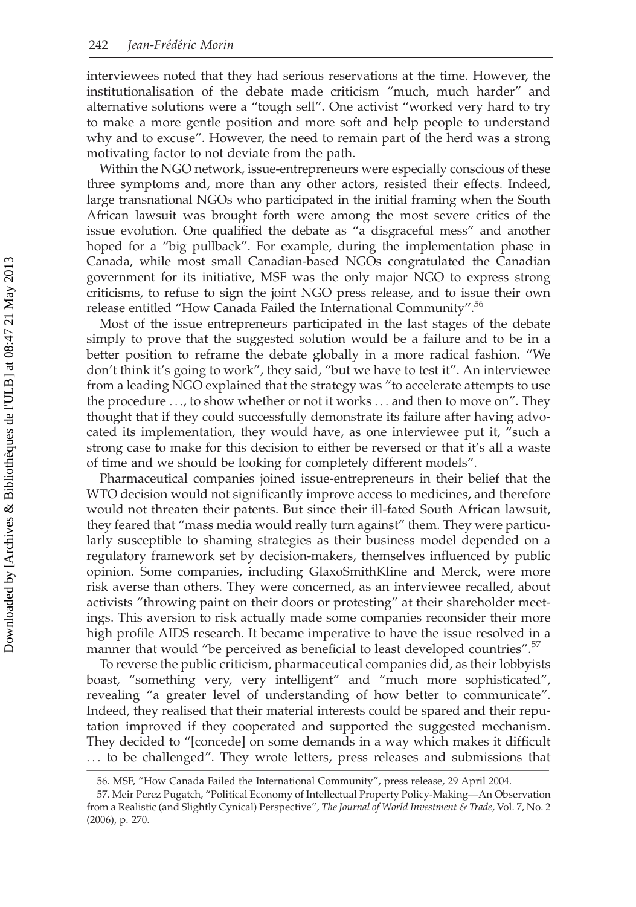interviewees noted that they had serious reservations at the time. However, the institutionalisation of the debate made criticism "much, much harder" and alternative solutions were a "tough sell". One activist "worked very hard to try to make a more gentle position and more soft and help people to understand why and to excuse". However, the need to remain part of the herd was a strong motivating factor to not deviate from the path.

Within the NGO network, issue-entrepreneurs were especially conscious of these three symptoms and, more than any other actors, resisted their effects. Indeed, large transnational NGOs who participated in the initial framing when the South African lawsuit was brought forth were among the most severe critics of the issue evolution. One qualified the debate as "a disgraceful mess" and another hoped for a "big pullback". For example, during the implementation phase in Canada, while most small Canadian-based NGOs congratulated the Canadian government for its initiative, MSF was the only major NGO to express strong criticisms, to refuse to sign the joint NGO press release, and to issue their own release entitled "How Canada Failed the International Community".[56]

Most of the issue entrepreneurs participated in the last stages of the debate simply to prove that the suggested solution would be a failure and to be in a better position to reframe the debate globally in a more radical fashion. "We don't think it's going to work", they said, "but we have to test it". An interviewee from a leading NGO explained that the strategy was "to accelerate attempts to use the procedure . . ., to show whether or not it works . . . and then to move on". They thought that if they could successfully demonstrate its failure after having advocated its implementation, they would have, as one interviewee put it, "such a strong case to make for this decision to either be reversed or that it's all a waste of time and we should be looking for completely different models".

Pharmaceutical companies joined issue-entrepreneurs in their belief that the WTO decision would not significantly improve access to medicines, and therefore would not threaten their patents. But since their ill-fated South African lawsuit, they feared that "mass media would really turn against" them. They were particularly susceptible to shaming strategies as their business model depended on a regulatory framework set by decision-makers, themselves influenced by public opinion. Some companies, including GlaxoSmithKline and Merck, were more risk averse than others. They were concerned, as an interviewee recalled, about activists "throwing paint on their doors or protesting" at their shareholder meetings. This aversion to risk actually made some companies reconsider their more high profile AIDS research. It became imperative to have the issue resolved in a manner that would "be perceived as beneficial to least developed countries".[57]

To reverse the public criticism, pharmaceutical companies did, as their lobbyists boast, "something very, very intelligent" and "much more sophisticated", revealing "a greater level of understanding of how better to communicate". Indeed, they realised that their material interests could be spared and their reputation improved if they cooperated and supported the suggested mechanism. They decided to "[concede] on some demands in a way which makes it difficult . . . to be challenged". They wrote letters, press releases and submissions that

56. MSF, "How Canada Failed the International Community", press release, 29 April 2004.

57. Meir Perez Pugatch, "Political Economy of Intellectual Property Policy-Making—An Observation from a Realistic (and Slightly Cynical) Perspective", *The Journal of World Investment & Trade*, Vol. 7, No. 2 (2006), p. 270.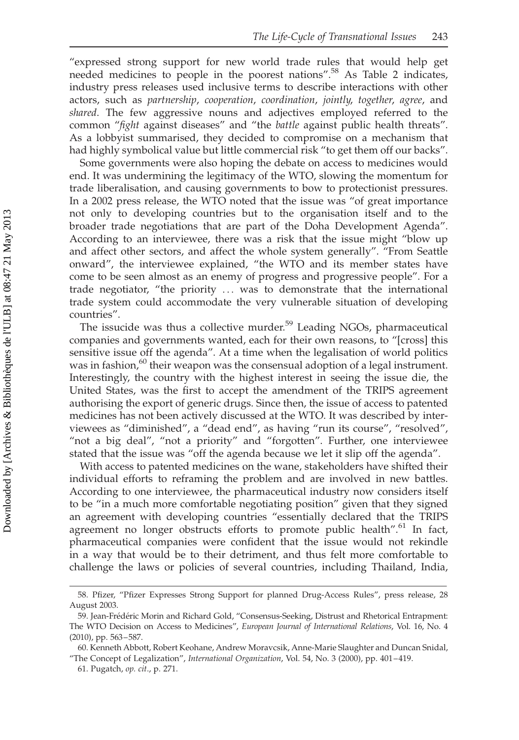"expressed strong support for new world trade rules that would help get needed medicines to people in the poorest nations".[58] As Table 2 indicates, industry press releases used inclusive terms to describe interactions with other actors, such as *partnership*, *cooperation*, *coordination*, *jointly*, *together*, *agree*, and *shared*. The few aggressive nouns and adjectives employed referred to the common "*fight* against diseases" and "the *battle* against public health threats". As a lobbyist summarised, they decided to compromise on a mechanism that had highly symbolical value but little commercial risk "to get them off our backs".

Some governments were also hoping the debate on access to medicines would end. It was undermining the legitimacy of the WTO, slowing the momentum for trade liberalisation, and causing governments to bow to protectionist pressures. In a 2002 press release, the WTO noted that the issue was "of great importance not only to developing countries but to the organisation itself and to the broader trade negotiations that are part of the Doha Development Agenda". According to an interviewee, there was a risk that the issue might "blow up and affect other sectors, and affect the whole system generally". "From Seattle onward", the interviewee explained, "the WTO and its member states have come to be seen almost as an enemy of progress and progressive people". For a trade negotiator, "the priority ... was to demonstrate that the international trade system could accommodate the very vulnerable situation of developing countries".

The issucide was thus a collective murder.[59] Leading NGOs, pharmaceutical companies and governments wanted, each for their own reasons, to "[cross] this sensitive issue off the agenda". At a time when the legalisation of world politics was in fashion,[60] their weapon was the consensual adoption of a legal instrument. Interestingly, the country with the highest interest in seeing the issue die, the United States, was the first to accept the amendment of the TRIPS agreement authorising the export of generic drugs. Since then, the issue of access to patented medicines has not been actively discussed at the WTO. It was described by interviewees as "diminished", a "dead end", as having "run its course", "resolved", "not a big deal", "not a priority" and "forgotten". Further, one interviewee stated that the issue was "off the agenda because we let it slip off the agenda".

With access to patented medicines on the wane, stakeholders have shifted their individual efforts to reframing the problem and are involved in new battles. According to one interviewee, the pharmaceutical industry now considers itself to be "in a much more comfortable negotiating position" given that they signed an agreement with developing countries "essentially declared that the TRIPS agreement no longer obstructs efforts to promote public health".[61] In fact, pharmaceutical companies were confident that the issue would not rekindle in a way that would be to their detriment, and thus felt more comfortable to challenge the laws or policies of several countries, including Thailand, India,

58. Pfizer, "Pfizer Expresses Strong Support for planned Drug-Access Rules", press release, 28 August 2003.

59. Jean-Frédéric Morin and Richard Gold, "Consensus-Seeking, Distrust and Rhetorical Entrapment: The WTO Decision on Access to Medicines", *European Journal of International Relations*, Vol. 16, No. 4 (2010), pp. 563–587.

60. Kenneth Abbott, Robert Keohane, Andrew Moravcsik, Anne-Marie Slaughter and Duncan Snidal, "The Concept of Legalization", *International Organization*, Vol. 54, No. 3 (2000), pp. 401–419.

61. Pugatch, *op. cit.*, p. 271.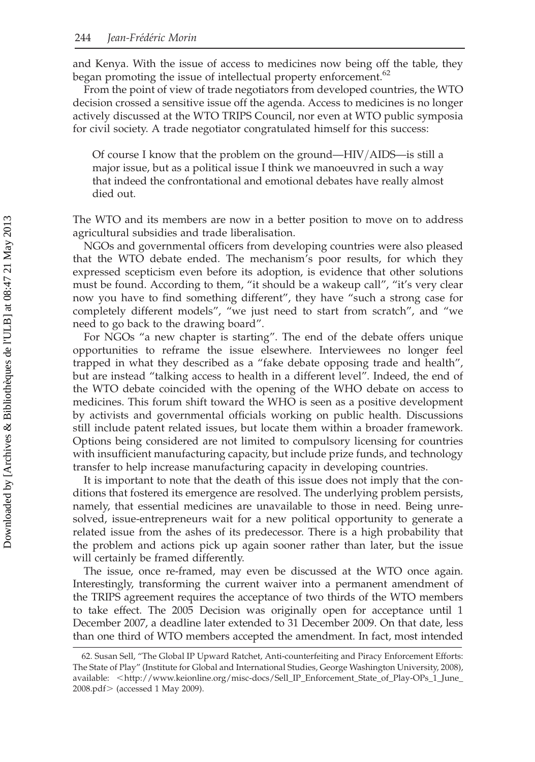and Kenya. With the issue of access to medicines now being off the table, they began promoting the issue of intellectual property enforcement.[62]

From the point of view of trade negotiators from developed countries, the WTO decision crossed a sensitive issue off the agenda. Access to medicines is no longer actively discussed at the WTO TRIPS Council, nor even at WTO public symposia for civil society. A trade negotiator congratulated himself for this success:

> Of course I know that the problem on the ground—HIV/AIDS—is still a major issue, but as a political issue I think we manoeuvred in such a way that indeed the confrontational and emotional debates have really almost died out.

The WTO and its members are now in a better position to move on to address agricultural subsidies and trade liberalisation.

NGOs and governmental officers from developing countries were also pleased that the WTO debate ended. The mechanism's poor results, for which they expressed scepticism even before its adoption, is evidence that other solutions must be found. According to them, "it should be a wakeup call", "it's very clear now you have to find something different", they have "such a strong case for completely different models", "we just need to start from scratch", and "we need to go back to the drawing board".

For NGOs "a new chapter is starting". The end of the debate offers unique opportunities to reframe the issue elsewhere. Interviewees no longer feel trapped in what they described as a "fake debate opposing trade and health", but are instead "talking access to health in a different level". Indeed, the end of the WTO debate coincided with the opening of the WHO debate on access to medicines. This forum shift toward the WHO is seen as a positive development by activists and governmental officials working on public health. Discussions still include patent related issues, but locate them within a broader framework. Options being considered are not limited to compulsory licensing for countries with insufficient manufacturing capacity, but include prize funds, and technology transfer to help increase manufacturing capacity in developing countries.

It is important to note that the death of this issue does not imply that the conditions that fostered its emergence are resolved. The underlying problem persists, namely, that essential medicines are unavailable to those in need. Being unresolved, issue-entrepreneurs wait for a new political opportunity to generate a related issue from the ashes of its predecessor. There is a high probability that the problem and actions pick up again sooner rather than later, but the issue will certainly be framed differently.

The issue, once re-framed, may even be discussed at the WTO once again. Interestingly, transforming the current waiver into a permanent amendment of the TRIPS agreement requires the acceptance of two thirds of the WTO members to take effect. The 2005 Decision was originally open for acceptance until 1 December 2007, a deadline later extended to 31 December 2009. On that date, less than one third of WTO members accepted the amendment. In fact, most intended

62. Susan Sell, "The Global IP Upward Ratchet, Anti-counterfeiting and Piracy Enforcement Efforts: The State of Play" (Institute for Global and International Studies, George Washington University, 2008), available: <http://www.keionline.org/misc-docs/Sell_IP_Enforcement_State_of_Play-OPs_1_June_2008.pdf> (accessed 1 May 2009).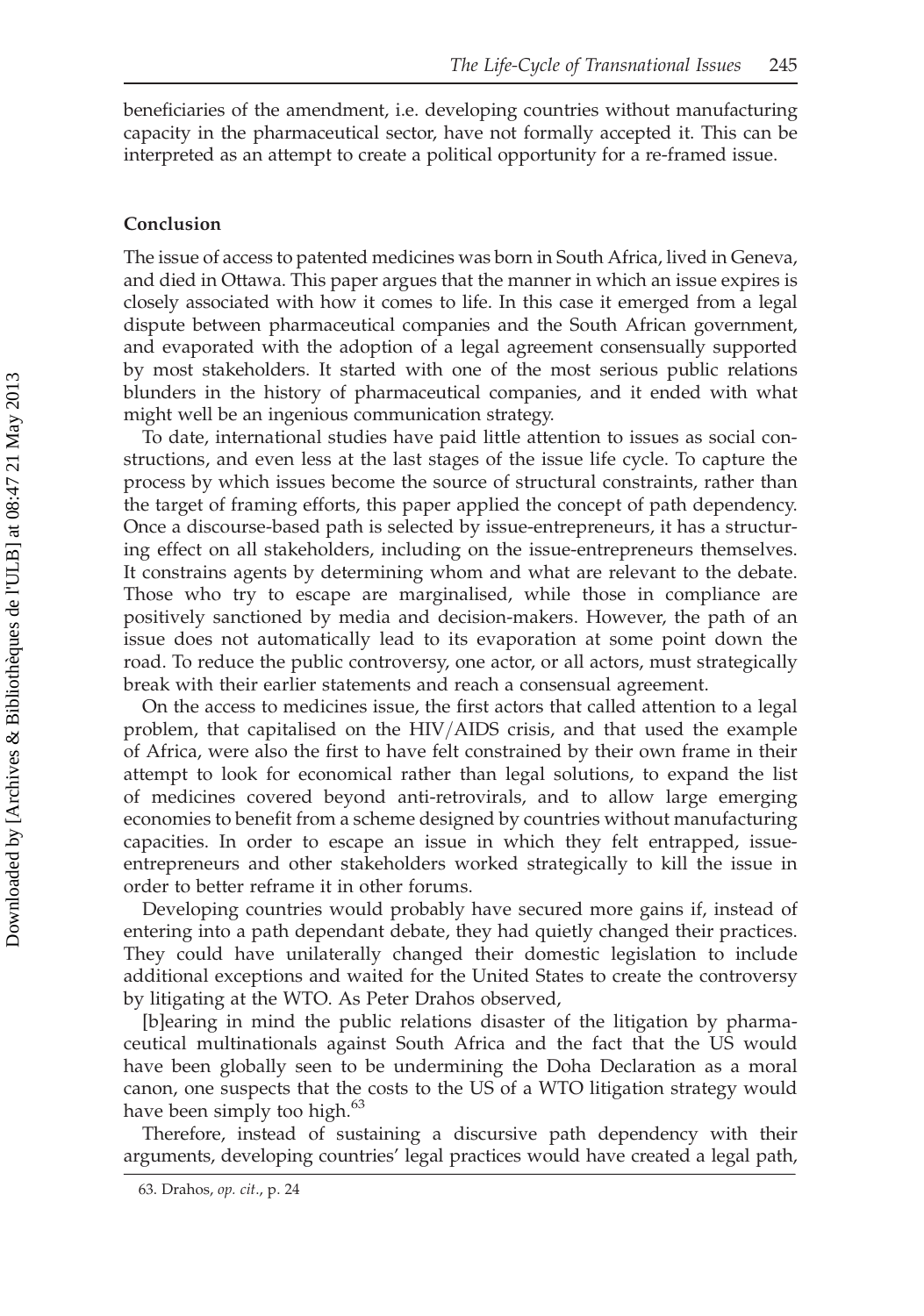beneficiaries of the amendment, i.e. developing countries without manufacturing capacity in the pharmaceutical sector, have not formally accepted it. This can be interpreted as an attempt to create a political opportunity for a re-framed issue.

## Conclusion

The issue of access to patented medicines was born in South Africa, lived in Geneva, and died in Ottawa. This paper argues that the manner in which an issue expires is closely associated with how it comes to life. In this case it emerged from a legal dispute between pharmaceutical companies and the South African government, and evaporated with the adoption of a legal agreement consensually supported by most stakeholders. It started with one of the most serious public relations blunders in the history of pharmaceutical companies, and it ended with what might well be an ingenious communication strategy.

To date, international studies have paid little attention to issues as social constructions, and even less at the last stages of the issue life cycle. To capture the process by which issues become the source of structural constraints, rather than the target of framing efforts, this paper applied the concept of path dependency. Once a discourse-based path is selected by issue-entrepreneurs, it has a structuring effect on all stakeholders, including on the issue-entrepreneurs themselves. It constrains agents by determining whom and what are relevant to the debate. Those who try to escape are marginalised, while those in compliance are positively sanctioned by media and decision-makers. However, the path of an issue does not automatically lead to its evaporation at some point down the road. To reduce the public controversy, one actor, or all actors, must strategically break with their earlier statements and reach a consensual agreement.

On the access to medicines issue, the first actors that called attention to a legal problem, that capitalised on the HIV/AIDS crisis, and that used the example of Africa, were also the first to have felt constrained by their own frame in their attempt to look for economical rather than legal solutions, to expand the list of medicines covered beyond anti-retrovirals, and to allow large emerging economies to benefit from a scheme designed by countries without manufacturing capacities. In order to escape an issue in which they felt entrapped, issue-entrepreneurs and other stakeholders worked strategically to kill the issue in order to better reframe it in other forums.

Developing countries would probably have secured more gains if, instead of entering into a path dependant debate, they had quietly changed their practices. They could have unilaterally changed their domestic legislation to include additional exceptions and waited for the United States to create the controversy by litigating at the WTO. As Peter Drahos observed,

> [b]earing in mind the public relations disaster of the litigation by pharmaceutical multinationals against South Africa and the fact that the US would have been globally seen to be undermining the Doha Declaration as a moral canon, one suspects that the costs to the US of a WTO litigation strategy would have been simply too high.[63]

Therefore, instead of sustaining a discursive path dependency with their arguments, developing countries' legal practices would have created a legal path,

63. Drahos, *op. cit.*, p. 24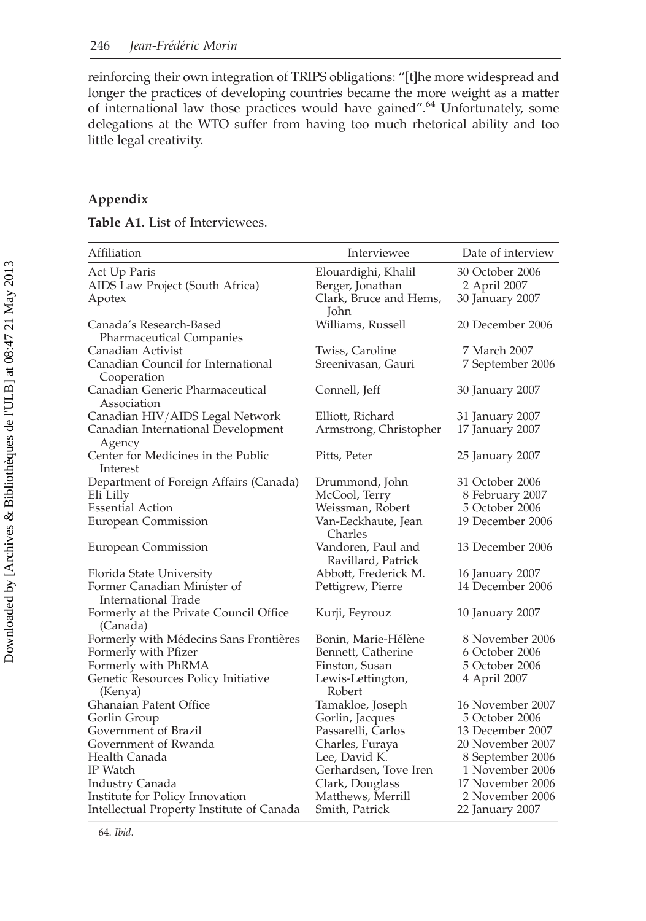reinforcing their own integration of TRIPS obligations: "[t]he more widespread and longer the practices of developing countries became the more weight as a matter of international law those practices would have gained".[64] Unfortunately, some delegations at the WTO suffer from having too much rhetorical ability and too little legal creativity.

## Appendix

**Table A1.** List of Interviewees.

| Affiliation | Interviewee | Date of interview |
|---|---|---|
| Act Up Paris | Elouardighi, Khalil | 30 October 2006 |
| AIDS Law Project (South Africa) | Berger, Jonathan | 2 April 2007 |
| Apotex | Clark, Bruce and Hems, John | 30 January 2007 |
| Canada's Research-Based Pharmaceutical Companies | Williams, Russell | 20 December 2006 |
| Canadian Activist | Twiss, Caroline | 7 March 2007 |
| Canadian Council for International Cooperation | Sreenivasan, Gauri | 7 September 2006 |
| Canadian Generic Pharmaceutical Association | Connell, Jeff | 30 January 2007 |
| Canadian HIV/AIDS Legal Network | Elliott, Richard | 31 January 2007 |
| Canadian International Development Agency | Armstrong, Christopher | 17 January 2007 |
| Center for Medicines in the Public Interest | Pitts, Peter | 25 January 2007 |
| Department of Foreign Affairs (Canada) | Drummond, John | 31 October 2006 |
| Eli Lilly | McCool, Terry | 8 February 2007 |
| Essential Action | Weissman, Robert | 5 October 2006 |
| European Commission | Van-Eeckhaute, Jean Charles | 19 December 2006 |
| European Commission | Vandoren, Paul and Ravillard, Patrick | 13 December 2006 |
| Florida State University | Abbott, Frederick M. | 16 January 2007 |
| Former Canadian Minister of International Trade | Pettigrew, Pierre | 14 December 2006 |
| Formerly at the Private Council Office (Canada) | Kurji, Feyrouz | 10 January 2007 |
| Formerly with Médecins Sans Frontières | Bonin, Marie-Hélène | 8 November 2006 |
| Formerly with Pfizer | Bennett, Catherine | 6 October 2006 |
| Formerly with PhRMA | Finston, Susan | 5 October 2006 |
| Genetic Resources Policy Initiative (Kenya) | Lewis-Lettington, Robert | 4 April 2007 |
| Ghanaian Patent Office | Tamakloe, Joseph | 16 November 2007 |
| Gorlin Group | Gorlin, Jacques | 5 October 2006 |
| Government of Brazil | Passarelli, Carlos | 13 December 2007 |
| Government of Rwanda | Charles, Furaya | 20 November 2007 |
| Health Canada | Lee, David K. | 8 September 2006 |
| IP Watch | Gerhardsen, Tove Iren | 1 November 2006 |
| Industry Canada | Clark, Douglass | 17 November 2006 |
| Institute for Policy Innovation | Matthews, Merrill | 2 November 2006 |
| Intellectual Property Institute of Canada | Smith, Patrick | 22 January 2007 |

64. *Ibid*.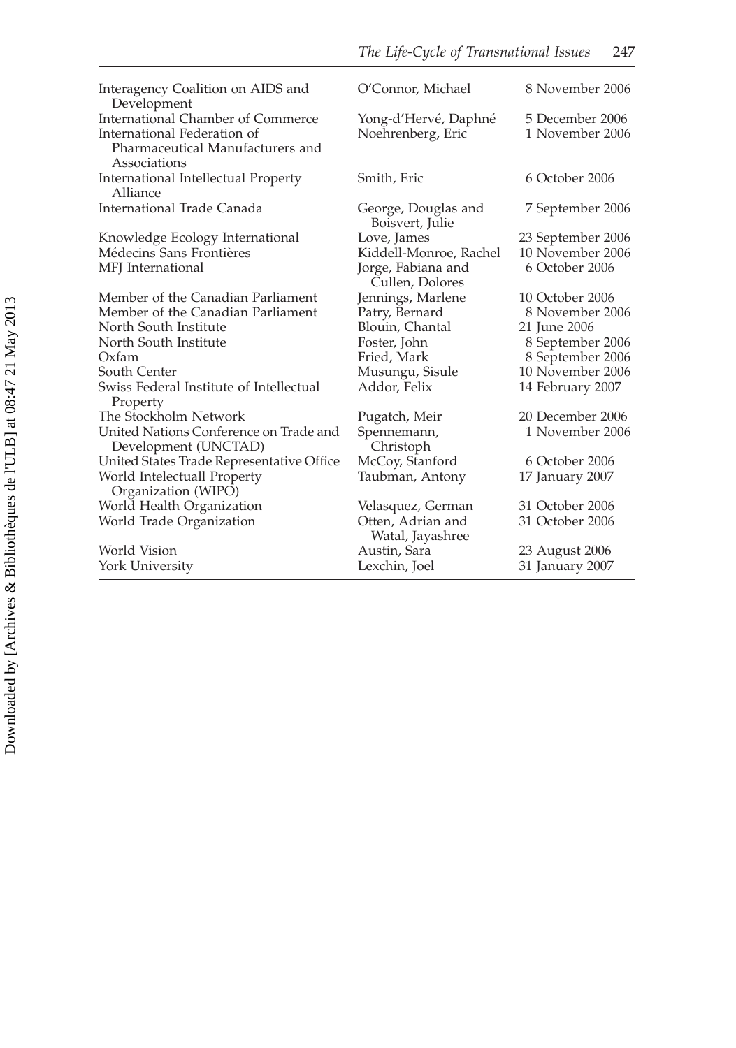| | | |
|---|---|---|
| Interagency Coalition on AIDS and Development | O'Connor, Michael | 8 November 2006 |
| International Chamber of Commerce | Yong-d'Hervé, Daphné | 5 December 2006 |
| International Federation of Pharmaceutical Manufacturers and Associations | Noehrenberg, Eric | 1 November 2006 |
| International Intellectual Property Alliance | Smith, Eric | 6 October 2006 |
| International Trade Canada | George, Douglas and Boisvert, Julie | 7 September 2006 |
| Knowledge Ecology International | Love, James | 23 September 2006 |
| Médecins Sans Frontières | Kiddell-Monroe, Rachel | 10 November 2006 |
| MFJ International | Jorge, Fabiana and Cullen, Dolores | 6 October 2006 |
| Member of the Canadian Parliament | Jennings, Marlene | 10 October 2006 |
| Member of the Canadian Parliament | Patry, Bernard | 8 November 2006 |
| North South Institute | Blouin, Chantal | 21 June 2006 |
| North South Institute | Foster, John | 8 September 2006 |
| Oxfam | Fried, Mark | 8 September 2006 |
| South Center | Musungu, Sisule | 10 November 2006 |
| Swiss Federal Institute of Intellectual Property | Addor, Felix | 14 February 2007 |
| The Stockholm Network | Pugatch, Meir | 20 December 2006 |
| United Nations Conference on Trade and Development (UNCTAD) | Spennemann, Christoph | 1 November 2006 |
| United States Trade Representative Office | McCoy, Stanford | 6 October 2006 |
| World Intelectuall Property Organization (WIPO) | Taubman, Antony | 17 January 2007 |
| World Health Organization | Velasquez, German | 31 October 2006 |
| World Trade Organization | Otten, Adrian and Watal, Jayashree | 31 October 2006 |
| World Vision | Austin, Sara | 23 August 2006 |
| York University | Lexchin, Joel | 31 January 2007 |